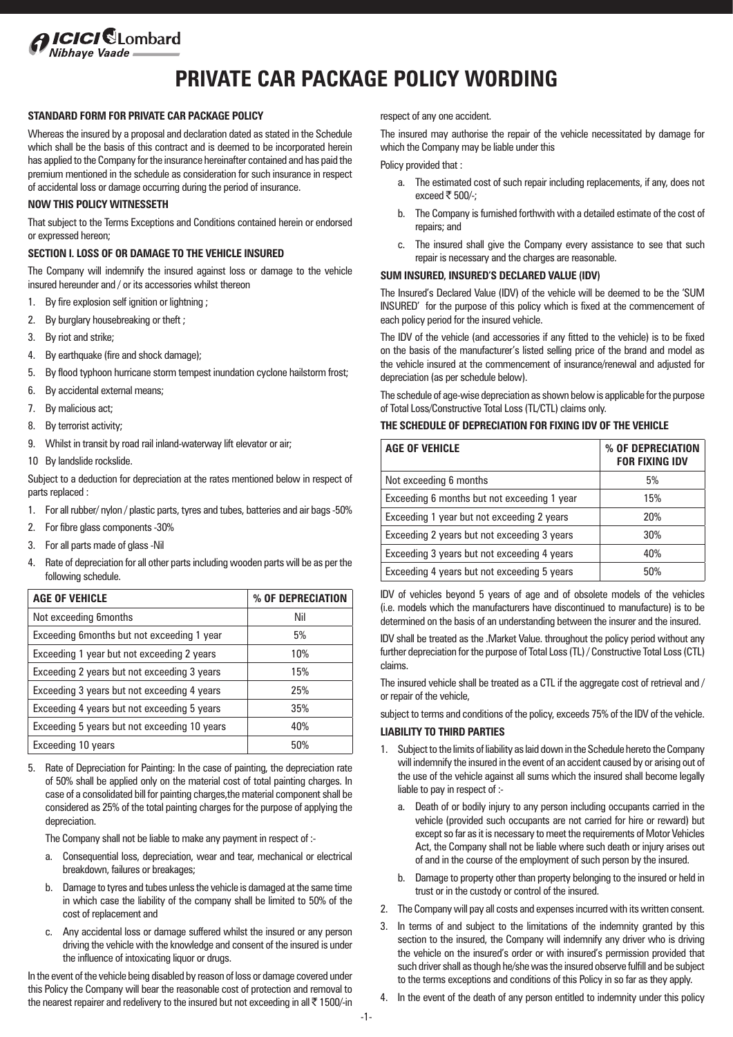# PRIVATE CAR PACKAGE POLICY WORDING

## STANDARD FORM FOR PRIVATE CAR PACKAGE POLICY

Whereas the insured by a proposal and declaration dated as stated in the Schedule which shall be the basis of this contract and is deemed to be incorporated herein has applied to the Company for the insurance hereinafter contained and has paid the premium mentioned in the schedule as consideration for such insurance in respect of accidental loss or damage occurring during the period of insurance.

**NOW THIS POLICY WITNESSETH**

That subject to the Terms Exceptions and Conditions contained herein or endorsed or expressed hereon;

## SECTION I. LOSS OF OR DAMAGE TO THE VEHICLE INSURED

The Company will indemnify the insured against loss or damage to the vehicle insured hereunder and / or its accessories whilst thereon

1. By fire explosion self ignition or lightning ;
2. By burglary housebreaking or theft ;
3. By riot and strike;
4. By earthquake (fire and shock damage);
5. By flood typhoon hurricane storm tempest inundation cyclone hailstorm frost;
6. By accidental external means;
7. By malicious act;
8. By terrorist activity;
9. Whilst in transit by road rail inland-waterway lift elevator or air;
10. By landslide rockslide.

Subject to a deduction for depreciation at the rates mentioned below in respect of parts replaced :

1. For all rubber/ nylon / plastic parts, tyres and tubes, batteries and air bags -50%
2. For fibre glass components -30%
3. For all parts made of glass -Nil
4. Rate of depreciation for all other parts including wooden parts will be as per the following schedule.

| AGE OF VEHICLE | % OF DEPRECIATION |
|---|---|
| Not exceeding 6months | Nil |
| Exceeding 6months but not exceeding 1 year | 5% |
| Exceeding 1 year but not exceeding 2 years | 10% |
| Exceeding 2 years but not exceeding 3 years | 15% |
| Exceeding 3 years but not exceeding 4 years | 25% |
| Exceeding 4 years but not exceeding 5 years | 35% |
| Exceeding 5 years but not exceeding 10 years | 40% |
| Exceeding 10 years | 50% |

5. Rate of Depreciation for Painting: In the case of painting, the depreciation rate of 50% shall be applied only on the material cost of total painting charges. In case of a consolidated bill for painting charges,the material component shall be considered as 25% of the total painting charges for the purpose of applying the depreciation.

   The Company shall not be liable to make any payment in respect of :-

   a. Consequential loss, depreciation, wear and tear, mechanical or electrical breakdown, failures or breakages;

   b. Damage to tyres and tubes unless the vehicle is damaged at the same time in which case the liability of the company shall be limited to 50% of the cost of replacement and

   c. Any accidental loss or damage suffered whilst the insured or any person driving the vehicle with the knowledge and consent of the insured is under the influence of intoxicating liquor or drugs.

In the event of the vehicle being disabled by reason of loss or damage covered under this Policy the Company will bear the reasonable cost of protection and removal to the nearest repairer and redelivery to the insured but not exceeding in all ₹ 1500/-in respect of any one accident.

The insured may authorise the repair of the vehicle necessitated by damage for which the Company may be liable under this

Policy provided that :

a. The estimated cost of such repair including replacements, if any, does not exceed ₹ 500/-;
b. The Company is furnished forthwith with a detailed estimate of the cost of repairs; and
c. The insured shall give the Company every assistance to see that such repair is necessary and the charges are reasonable.

## SUM INSURED, INSURED'S DECLARED VALUE (IDV)

The Insured's Declared Value (IDV) of the vehicle will be deemed to be the 'SUM INSURED' for the purpose of this policy which is fixed at the commencement of each policy period for the insured vehicle.

The IDV of the vehicle (and accessories if any fitted to the vehicle) is to be fixed on the basis of the manufacturer's listed selling price of the brand and model as the vehicle insured at the commencement of insurance/renewal and adjusted for depreciation (as per schedule below).

The schedule of age-wise depreciation as shown below is applicable for the purpose of Total Loss/Constructive Total Loss (TL/CTL) claims only.

## THE SCHEDULE OF DEPRECIATION FOR FIXING IDV OF THE VEHICLE

| AGE OF VEHICLE | % OF DEPRECIATION FOR FIXING IDV |
|---|---|
| Not exceeding 6 months | 5% |
| Exceeding 6 months but not exceeding 1 year | 15% |
| Exceeding 1 year but not exceeding 2 years | 20% |
| Exceeding 2 years but not exceeding 3 years | 30% |
| Exceeding 3 years but not exceeding 4 years | 40% |
| Exceeding 4 years but not exceeding 5 years | 50% |

IDV of vehicles beyond 5 years of age and of obsolete models of the vehicles (i.e. models which the manufacturers have discontinued to manufacture) is to be determined on the basis of an understanding between the insurer and the insured.

IDV shall be treated as the .Market Value. throughout the policy period without any further depreciation for the purpose of Total Loss (TL) / Constructive Total Loss (CTL) claims.

The insured vehicle shall be treated as a CTL if the aggregate cost of retrieval and / or repair of the vehicle,

subject to terms and conditions of the policy, exceeds 75% of the IDV of the vehicle.

## LIABILITY TO THIRD PARTIES

1. Subject to the limits of liability as laid down in the Schedule hereto the Company will indemnify the insured in the event of an accident caused by or arising out of the use of the vehicle against all sums which the insured shall become legally liable to pay in respect of :-

   a. Death of or bodily injury to any person including occupants carried in the vehicle (provided such occupants are not carried for hire or reward) but except so far as it is necessary to meet the requirements of Motor Vehicles Act, the Company shall not be liable where such death or injury arises out of and in the course of the employment of such person by the insured.

   b. Damage to property other than property belonging to the insured or held in trust or in the custody or control of the insured.

2. The Company will pay all costs and expenses incurred with its written consent.
3. In terms of and subject to the limitations of the indemnity granted by this section to the insured, the Company will indemnify any driver who is driving the vehicle on the insured's order or with insured's permission provided that such driver shall as though he/she was the insured observe fulfill and be subject to the terms exceptions and conditions of this Policy in so far as they apply.
4. In the event of the death of any person entitled to indemnity under this policy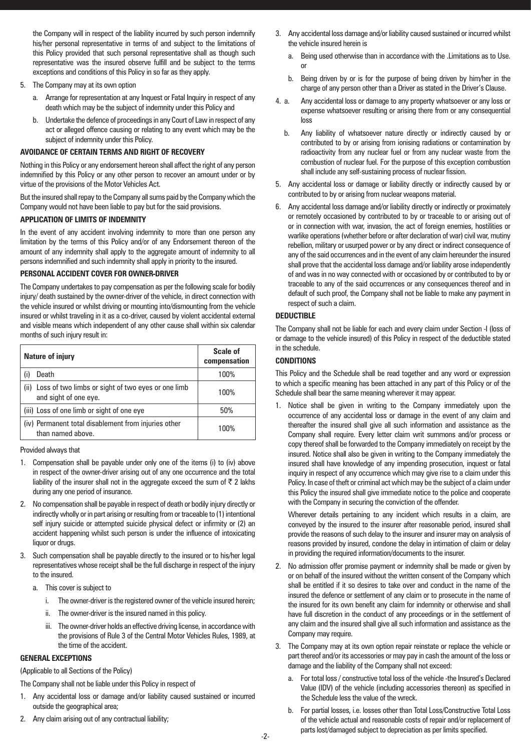the Company will in respect of the liability incurred by such person indemnify his/her personal representative in terms of and subject to the limitations of this Policy provided that such personal representative shall as though such representative was the insured observe fulfill and be subject to the terms exceptions and conditions of this Policy in so far as they apply.

5. The Company may at its own option
   a. Arrange for representation at any Inquest or Fatal Inquiry in respect of any death which may be the subject of indemnity under this Policy and
   b. Undertake the defence of proceedings in any Court of Law in respect of any act or alleged offence causing or relating to any event which may be the subject of indemnity under this Policy.

**AVOIDANCE OF CERTAIN TERMS AND RIGHT OF RECOVERY**

Nothing in this Policy or any endorsement hereon shall affect the right of any person indemnified by this Policy or any other person to recover an amount under or by virtue of the provisions of the Motor Vehicles Act.

But the insured shall repay to the Company all sums paid by the Company which the Company would not have been liable to pay but for the said provisions.

**APPLICATION OF LIMITS OF INDEMNITY**

In the event of any accident involving indemnity to more than one person any limitation by the terms of this Policy and/or of any Endorsement thereon of the amount of any indemnity shall apply to the aggregate amount of indemnity to all persons indemnified and such indemnity shall apply in priority to the insured.

**PERSONAL ACCIDENT COVER FOR OWNER-DRIVER**

The Company undertakes to pay compensation as per the following scale for bodily injury/ death sustained by the owner-driver of the vehicle, in direct connection with the vehicle insured or whilst driving or mounting into/dismounting from the vehicle insured or whilst traveling in it as a co-driver, caused by violent accidental external and visible means which independent of any other cause shall within six calendar months of such injury result in:

| Nature of injury | Scale of compensation |
|---|---|
| (i) Death | 100% |
| (ii) Loss of two limbs or sight of two eyes or one limb and sight of one eye. | 100% |
| (iii) Loss of one limb or sight of one eye | 50% |
| (iv) Permanent total disablement from injuries other than named above. | 100% |

Provided always that

1. Compensation shall be payable under only one of the items (i) to (iv) above in respect of the owner-driver arising out of any one occurrence and the total liability of the insurer shall not in the aggregate exceed the sum of ₹ 2 lakhs during any one period of insurance.
2. No compensation shall be payable in respect of death or bodily injury directly or indirectly wholly or in part arising or resulting from or traceable to (1) intentional self injury suicide or attempted suicide physical defect or infirmity or (2) an accident happening whilst such person is under the influence of intoxicating liquor or drugs.
3. Such compensation shall be payable directly to the insured or to his/her legal representatives whose receipt shall be the full discharge in respect of the injury to the insured.
   a. This cover is subject to
      i. The owner-driver is the registered owner of the vehicle insured herein;
      ii. The owner-driver is the insured named in this policy.
      iii. The owner-driver holds an effective driving license, in accordance with the provisions of Rule 3 of the Central Motor Vehicles Rules, 1989, at the time of the accident.

**GENERAL EXCEPTIONS**

(Applicable to all Sections of the Policy)

The Company shall not be liable under this Policy in respect of

1. Any accidental loss or damage and/or liability caused sustained or incurred outside the geographical area;
2. Any claim arising out of any contractual liability;
3. Any accidental loss damage and/or liability caused sustained or incurred whilst the vehicle insured herein is
   a. Being used otherwise than in accordance with the .Limitations as to Use. or
   b. Being driven by or is for the purpose of being driven by him/her in the charge of any person other than a Driver as stated in the Driver's Clause.
4. a. Any accidental loss or damage to any property whatsoever or any loss or expense whatsoever resulting or arising there from or any consequential loss
   b. Any liability of whatsoever nature directly or indirectly caused by or contributed to by or arising from ionising radiations or contamination by radioactivity from any nuclear fuel or from any nuclear waste from the combustion of nuclear fuel. For the purpose of this exception combustion shall include any self-sustaining process of nuclear fission.
5. Any accidental loss or damage or liability directly or indirectly caused by or contributed to by or arising from nuclear weapons material.
6. Any accidental loss damage and/or liability directly or indirectly or proximately or remotely occasioned by contributed to by or traceable to or arising out of or in connection with war, invasion, the act of foreign enemies, hostilities or warlike operations (whether before or after declaration of war) civil war, mutiny rebellion, military or usurped power or by any direct or indirect consequence of any of the said occurrences and in the event of any claim hereunder the insured shall prove that the accidental loss damage and/or liability arose independently of and was in no way connected with or occasioned by or contributed to by or traceable to any of the said occurrences or any consequences thereof and in default of such proof, the Company shall not be liable to make any payment in respect of such a claim.

**DEDUCTIBLE**

The Company shall not be liable for each and every claim under Section -I (loss of or damage to the vehicle insured) of this Policy in respect of the deductible stated in the schedule.

**CONDITIONS**

This Policy and the Schedule shall be read together and any word or expression to which a specific meaning has been attached in any part of this Policy or of the Schedule shall bear the same meaning wherever it may appear.

1. Notice shall be given in writing to the Company immediately upon the occurrence of any accidental loss or damage in the event of any claim and thereafter the insured shall give all such information and assistance as the Company shall require. Every letter claim writ summons and/or process or copy thereof shall be forwarded to the Company immediately on receipt by the insured. Notice shall also be given in writing to the Company immediately the insured shall have knowledge of any impending prosecution, inquest or fatal inquiry in respect of any occurrence which may give rise to a claim under this Policy. In case of theft or criminal act which may be the subject of a claim under this Policy the insured shall give immediate notice to the police and cooperate with the Company in securing the conviction of the offender.

   Wherever details pertaining to any incident which results in a claim, are conveyed by the insured to the insurer after reasonable period, insured shall provide the reasons of such delay to the insurer and insurer may on analysis of reasons provided by insured, condone the delay in intimation of claim or delay in providing the required information/documents to the insurer.

2. No admission offer promise payment or indemnity shall be made or given by or on behalf of the insured without the written consent of the Company which shall be entitled if it so desires to take over and conduct in the name of the insured the defence or settlement of any claim or to prosecute in the name of the insured for its own benefit any claim for indemnity or otherwise and shall have full discretion in the conduct of any proceedings or in the settlement of any claim and the insured shall give all such information and assistance as the Company may require.
3. The Company may at its own option repair reinstate or replace the vehicle or part thereof and/or its accessories or may pay in cash the amount of the loss or damage and the liability of the Company shall not exceed:
   a. For total loss / constructive total loss of the vehicle -the Insured's Declared Value (IDV) of the vehicle (including accessories thereon) as specified in the Schedule less the value of the wreck.
   b. For partial losses, i.e. losses other than Total Loss/Constructive Total Loss of the vehicle actual and reasonable costs of repair and/or replacement of parts lost/damaged subject to depreciation as per limits specified.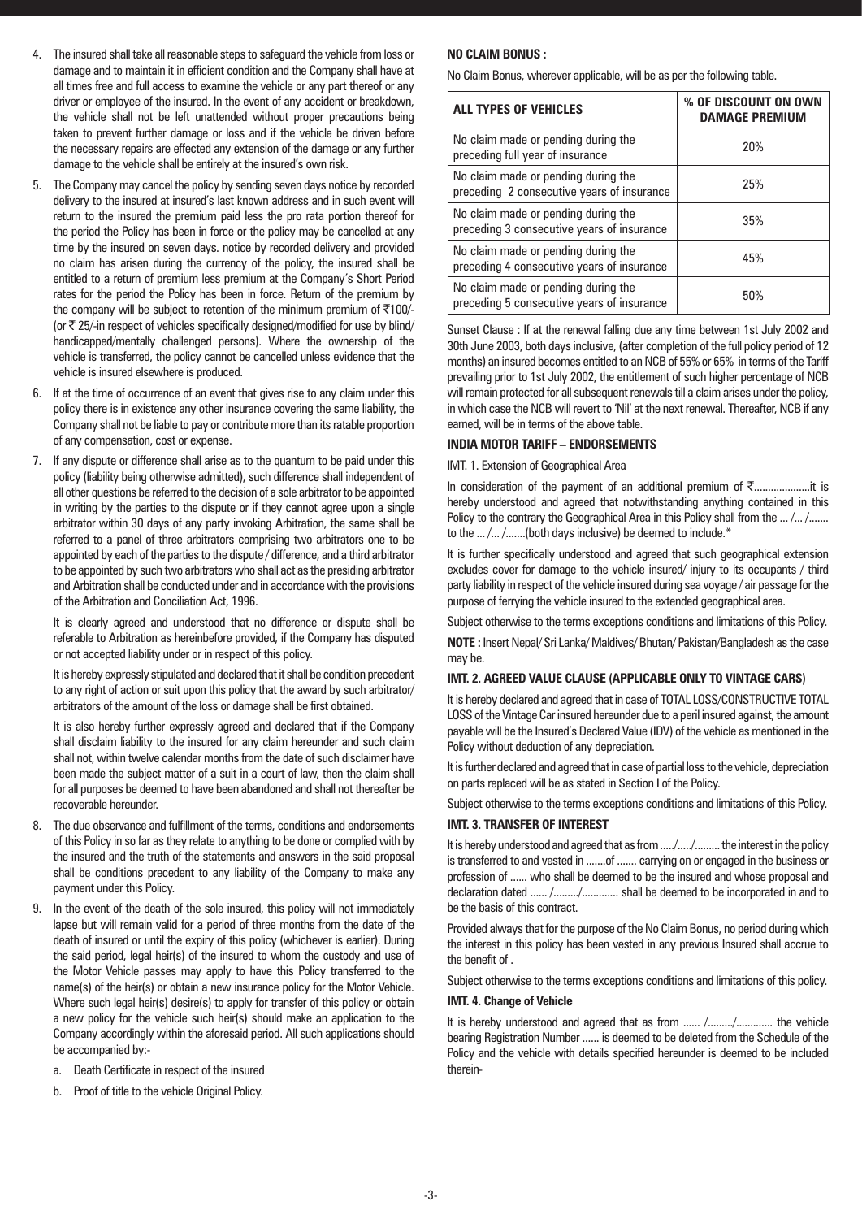4. The insured shall take all reasonable steps to safeguard the vehicle from loss or damage and to maintain it in efficient condition and the Company shall have at all times free and full access to examine the vehicle or any part thereof or any driver or employee of the insured. In the event of any accident or breakdown, the vehicle shall not be left unattended without proper precautions being taken to prevent further damage or loss and if the vehicle be driven before the necessary repairs are effected any extension of the damage or any further damage to the vehicle shall be entirely at the insured's own risk.

5. The Company may cancel the policy by sending seven days notice by recorded delivery to the insured at insured's last known address and in such event will return to the insured the premium paid less the pro rata portion thereof for the period the Policy has been in force or the policy may be cancelled at any time by the insured on seven days. notice by recorded delivery and provided no claim has arisen during the currency of the policy, the insured shall be entitled to a return of premium less premium at the Company's Short Period rates for the period the Policy has been in force. Return of the premium by the company will be subject to retention of the minimum premium of ₹100/- (or ₹ 25/-in respect of vehicles specifically designed/modified for use by blind/ handicapped/mentally challenged persons). Where the ownership of the vehicle is transferred, the policy cannot be cancelled unless evidence that the vehicle is insured elsewhere is produced.

6. If at the time of occurrence of an event that gives rise to any claim under this policy there is in existence any other insurance covering the same liability, the Company shall not be liable to pay or contribute more than its ratable proportion of any compensation, cost or expense.

7. If any dispute or difference shall arise as to the quantum to be paid under this policy (liability being otherwise admitted), such difference shall independent of all other questions be referred to the decision of a sole arbitrator to be appointed in writing by the parties to the dispute or if they cannot agree upon a single arbitrator within 30 days of any party invoking Arbitration, the same shall be referred to a panel of three arbitrators comprising two arbitrators one to be appointed by each of the parties to the dispute / difference, and a third arbitrator to be appointed by such two arbitrators who shall act as the presiding arbitrator and Arbitration shall be conducted under and in accordance with the provisions of the Arbitration and Conciliation Act, 1996.

   It is clearly agreed and understood that no difference or dispute shall be referable to Arbitration as hereinbefore provided, if the Company has disputed or not accepted liability under or in respect of this policy.

   It is hereby expressly stipulated and declared that it shall be condition precedent to any right of action or suit upon this policy that the award by such arbitrator/ arbitrators of the amount of the loss or damage shall be first obtained.

   It is also hereby further expressly agreed and declared that if the Company shall disclaim liability to the insured for any claim hereunder and such claim shall not, within twelve calendar months from the date of such disclaimer have been made the subject matter of a suit in a court of law, then the claim shall for all purposes be deemed to have been abandoned and shall not thereafter be recoverable hereunder.

8. The due observance and fulfillment of the terms, conditions and endorsements of this Policy in so far as they relate to anything to be done or complied with by the insured and the truth of the statements and answers in the said proposal shall be conditions precedent to any liability of the Company to make any payment under this Policy.

9. In the event of the death of the sole insured, this policy will not immediately lapse but will remain valid for a period of three months from the date of the death of insured or until the expiry of this policy (whichever is earlier). During the said period, legal heir(s) of the insured to whom the custody and use of the Motor Vehicle passes may apply to have this Policy transferred to the name(s) of the heir(s) or obtain a new insurance policy for the Motor Vehicle. Where such legal heir(s) desire(s) to apply for transfer of this policy or obtain a new policy for the vehicle such heir(s) should make an application to the Company accordingly within the aforesaid period. All such applications should be accompanied by:-

   a. Death Certificate in respect of the insured

   b. Proof of title to the vehicle Original Policy.

**NO CLAIM BONUS :**

No Claim Bonus, wherever applicable, will be as per the following table.

| ALL TYPES OF VEHICLES | % OF DISCOUNT ON OWN DAMAGE PREMIUM |
|---|---|
| No claim made or pending during the preceding full year of insurance | 20% |
| No claim made or pending during the preceding 2 consecutive years of insurance | 25% |
| No claim made or pending during the preceding 3 consecutive years of insurance | 35% |
| No claim made or pending during the preceding 4 consecutive years of insurance | 45% |
| No claim made or pending during the preceding 5 consecutive years of insurance | 50% |

Sunset Clause : If at the renewal falling due any time between 1st July 2002 and 30th June 2003, both days inclusive, (after completion of the full policy period of 12 months) an insured becomes entitled to an NCB of 55% or 65% in terms of the Tariff prevailing prior to 1st July 2002, the entitlement of such higher percentage of NCB will remain protected for all subsequent renewals till a claim arises under the policy, in which case the NCB will revert to 'Nil' at the next renewal. Thereafter, NCB if any earned, will be in terms of the above table.

**INDIA MOTOR TARIFF – ENDORSEMENTS**

IMT. 1. Extension of Geographical Area

In consideration of the payment of an additional premium of ₹...................it is hereby understood and agreed that notwithstanding anything contained in this Policy to the contrary the Geographical Area in this Policy shall from the ... /... /....... to the ... /... /.......(both days inclusive) be deemed to include.*

It is further specifically understood and agreed that such geographical extension excludes cover for damage to the vehicle insured/ injury to its occupants / third party liability in respect of the vehicle insured during sea voyage / air passage for the purpose of ferrying the vehicle insured to the extended geographical area.

Subject otherwise to the terms exceptions conditions and limitations of this Policy.

**NOTE :** Insert Nepal/ Sri Lanka/ Maldives/ Bhutan/ Pakistan/Bangladesh as the case may be.

**IMT. 2. AGREED VALUE CLAUSE (APPLICABLE ONLY TO VINTAGE CARS)**

It is hereby declared and agreed that in case of TOTAL LOSS/CONSTRUCTIVE TOTAL LOSS of the Vintage Car insured hereunder due to a peril insured against, the amount payable will be the Insured's Declared Value (IDV) of the vehicle as mentioned in the Policy without deduction of any depreciation.

It is further declared and agreed that in case of partial loss to the vehicle, depreciation on parts replaced will be as stated in Section I of the Policy.

Subject otherwise to the terms exceptions conditions and limitations of this Policy.

**IMT. 3. TRANSFER OF INTEREST**

It is hereby understood and agreed that as from ...../...../......... the interest in the policy is transferred to and vested in .......of ....... carrying on or engaged in the business or profession of ...... who shall be deemed to be the insured and whose proposal and declaration dated ...... /........./............ shall be deemed to be incorporated in and to be the basis of this contract.

Provided always that for the purpose of the No Claim Bonus, no period during which the interest in this policy has been vested in any previous Insured shall accrue to the benefit of .

Subject otherwise to the terms exceptions conditions and limitations of this policy.

**IMT. 4. Change of Vehicle**

It is hereby understood and agreed that as from ...... /........./............ the vehicle bearing Registration Number ...... is deemed to be deleted from the Schedule of the Policy and the vehicle with details specified hereunder is deemed to be included therein-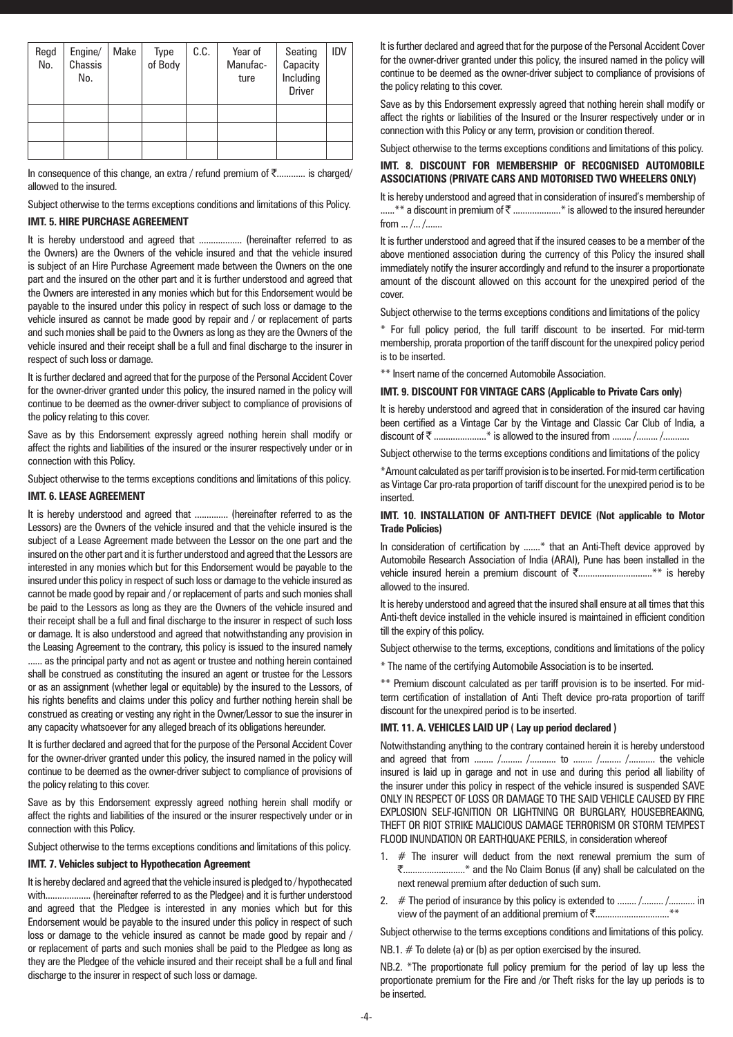| Regd No. | Engine/ Chassis No. | Make | Type of Body | C.C. | Year of Manufac-ture | Seating Capacity Including Driver | IDV |
|---|---|---|---|---|---|---|---|
| | | | | | | | |
| | | | | | | | |
| | | | | | | | |

In consequence of this change, an extra / refund premium of ₹............ is charged/ allowed to the insured.

Subject otherwise to the terms exceptions conditions and limitations of this Policy.

**IMT. 5. HIRE PURCHASE AGREEMENT**

It is hereby understood and agreed that .................. (hereinafter referred to as the Owners) are the Owners of the vehicle insured and that the vehicle insured is subject of an Hire Purchase Agreement made between the Owners on the one part and the insured on the other part and it is further understood and agreed that the Owners are interested in any monies which but for this Endorsement would be payable to the insured under this policy in respect of such loss or damage to the vehicle insured as cannot be made good by repair and / or replacement of parts and such monies shall be paid to the Owners as long as they are the Owners of the vehicle insured and their receipt shall be a full and final discharge to the insurer in respect of such loss or damage.

It is further declared and agreed that for the purpose of the Personal Accident Cover for the owner-driver granted under this policy, the insured named in the policy will continue to be deemed as the owner-driver subject to compliance of provisions of the policy relating to this cover.

Save as by this Endorsement expressly agreed nothing herein shall modify or affect the rights and liabilities of the insured or the insurer respectively under or in connection with this Policy.

Subject otherwise to the terms exceptions conditions and limitations of this policy.

**IMT. 6. LEASE AGREEMENT**

It is hereby understood and agreed that .............. (hereinafter referred to as the Lessors) are the Owners of the vehicle insured and that the vehicle insured is the subject of a Lease Agreement made between the Lessor on the one part and the insured on the other part and it is further understood and agreed that the Lessors are interested in any monies which but for this Endorsement would be payable to the insured under this policy in respect of such loss or damage to the vehicle insured as cannot be made good by repair and / or replacement of parts and such monies shall be paid to the Lessors as long as they are the Owners of the vehicle insured and their receipt shall be a full and final discharge to the insurer in respect of such loss or damage. It is also understood and agreed that notwithstanding any provision in the Leasing Agreement to the contrary, this policy is issued to the insured namely ...... as the principal party and not as agent or trustee and nothing herein contained shall be construed as constituting the insured an agent or trustee for the Lessors or as an assignment (whether legal or equitable) by the insured to the Lessors, of his rights benefits and claims under this policy and further nothing herein shall be construed as creating or vesting any right in the Owner/Lessor to sue the insurer in any capacity whatsoever for any alleged breach of its obligations hereunder.

It is further declared and agreed that for the purpose of the Personal Accident Cover for the owner-driver granted under this policy, the insured named in the policy will continue to be deemed as the owner-driver subject to compliance of provisions of the policy relating to this cover.

Save as by this Endorsement expressly agreed nothing herein shall modify or affect the rights and liabilities of the insured or the insurer respectively under or in connection with this Policy.

Subject otherwise to the terms exceptions conditions and limitations of this policy.

**IMT. 7. Vehicles subject to Hypothecation Agreement**

It is hereby declared and agreed that the vehicle insured is pledged to / hypothecated with.................. (hereinafter referred to as the Pledgee) and it is further understood and agreed that the Pledgee is interested in any monies which but for this Endorsement would be payable to the insured under this policy in respect of such loss or damage to the vehicle insured as cannot be made good by repair and / or replacement of parts and such monies shall be paid to the Pledgee as long as they are the Pledgee of the vehicle insured and their receipt shall be a full and final discharge to the insurer in respect of such loss or damage.

It is further declared and agreed that for the purpose of the Personal Accident Cover for the owner-driver granted under this policy, the insured named in the policy will continue to be deemed as the owner-driver subject to compliance of provisions of the policy relating to this cover.

Save as by this Endorsement expressly agreed that nothing herein shall modify or affect the rights or liabilities of the Insured or the Insurer respectively under or in connection with this Policy or any term, provision or condition thereof.

Subject otherwise to the terms exceptions conditions and limitations of this policy.

**IMT. 8. DISCOUNT FOR MEMBERSHIP OF RECOGNISED AUTOMOBILE ASSOCIATIONS (PRIVATE CARS AND MOTORISED TWO WHEELERS ONLY)**

It is hereby understood and agreed that in consideration of insured's membership of ......** a discount in premium of ₹ ....................* is allowed to the insured hereunder from ... /... /.......

It is further understood and agreed that if the insured ceases to be a member of the above mentioned association during the currency of this Policy the insured shall immediately notify the insurer accordingly and refund to the insurer a proportionate amount of the discount allowed on this account for the unexpired period of the cover.

Subject otherwise to the terms exceptions conditions and limitations of the policy

\* For full policy period, the full tariff discount to be inserted. For mid-term membership, prorata proportion of the tariff discount for the unexpired policy period is to be inserted.

** Insert name of the concerned Automobile Association.

**IMT. 9. DISCOUNT FOR VINTAGE CARS (Applicable to Private Cars only)**

It is hereby understood and agreed that in consideration of the insured car having been certified as a Vintage Car by the Vintage and Classic Car Club of India, a discount of ₹ ......................* is allowed to the insured from ........ /......... /...........

Subject otherwise to the terms exceptions conditions and limitations of the policy

*Amount calculated as per tariff provision is to be inserted. For mid-term certification as Vintage Car pro-rata proportion of tariff discount for the unexpired period is to be inserted.

**IMT. 10. INSTALLATION OF ANTI-THEFT DEVICE (Not applicable to Motor Trade Policies)**

In consideration of certification by .......* that an Anti-Theft device approved by Automobile Research Association of India (ARAI), Pune has been installed in the vehicle insured herein a premium discount of ₹...............................** is hereby allowed to the insured.

It is hereby understood and agreed that the insured shall ensure at all times that this Anti-theft device installed in the vehicle insured is maintained in efficient condition till the expiry of this policy.

Subject otherwise to the terms, exceptions, conditions and limitations of the policy

\* The name of the certifying Automobile Association is to be inserted.

** Premium discount calculated as per tariff provision is to be inserted. For mid-term certification of installation of Anti Theft device pro-rata proportion of tariff discount for the unexpired period is to be inserted.

**IMT. 11. A. VEHICLES LAID UP ( Lay up period declared )**

Notwithstanding anything to the contrary contained herein it is hereby understood and agreed that from ........ /......... /........... to ........ /......... /........... the vehicle insured is laid up in garage and not in use and during this period all liability of the insurer under this policy in respect of the vehicle insured is suspended SAVE ONLY IN RESPECT OF LOSS OR DAMAGE TO THE SAID VEHICLE CAUSED BY FIRE EXPLOSION SELF-IGNITION OR LIGHTNING OR BURGLARY, HOUSEBREAKING, THEFT OR RIOT STRIKE MALICIOUS DAMAGE TERRORISM OR STORM TEMPEST FLOOD INUNDATION OR EARTHQUAKE PERILS, in consideration whereof

1. # The insurer will deduct from the next renewal premium the sum of ₹..........................* and the No Claim Bonus (if any) shall be calculated on the next renewal premium after deduction of such sum.
2. # The period of insurance by this policy is extended to ........ /......... /........... in view of the payment of an additional premium of ₹...............................**

Subject otherwise to the terms exceptions conditions and limitations of this policy.

NB.1. # To delete (a) or (b) as per option exercised by the insured.

NB.2. *The proportionate full policy premium for the period of lay up less the proportionate premium for the Fire and /or Theft risks for the lay up periods is to be inserted.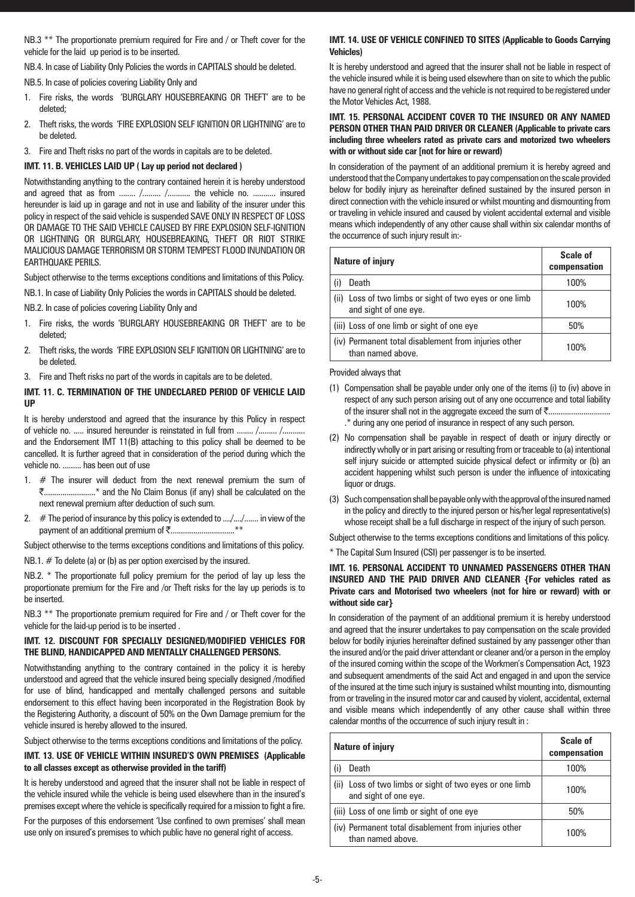NB.3 ** The proportionate premium required for Fire and / or Theft cover for the vehicle for the laid up period is to be inserted.

NB.4. In case of Liability Only Policies the words in CAPITALS should be deleted.

NB.5. In case of policies covering Liability Only and

1. Fire risks, the words 'BURGLARY HOUSEBREAKING OR THEFT' are to be deleted;
2. Theft risks, the words 'FIRE EXPLOSION SELF IGNITION OR LIGHTNING' are to be deleted.
3. Fire and Theft risks no part of the words in capitals are to be deleted.

**IMT. 11. B. VEHICLES LAID UP ( Lay up period not declared )**

Notwithstanding anything to the contrary contained herein it is hereby understood and agreed that as from ........ /......... /........... the vehicle no. ........... insured hereunder is laid up in garage and not in use and liability of the insurer under this policy in respect of the said vehicle is suspended SAVE ONLY IN RESPECT OF LOSS OR DAMAGE TO THE SAID VEHICLE CAUSED BY FIRE EXPLOSION SELF-IGNITION OR LIGHTNING OR BURGLARY, HOUSEBREAKING, THEFT OR RIOT STRIKE MALICIOUS DAMAGE TERRORISM OR STORM TEMPEST FLOOD INUNDATION OR EARTHQUAKE PERILS.

Subject otherwise to the terms exceptions conditions and limitations of this Policy.

NB.1. In case of Liability Only Policies the words in CAPITALS should be deleted.

NB.2. In case of policies covering Liability Only and

1. Fire risks, the words 'BURGLARY HOUSEBREAKING OR THEFT' are to be deleted;
2. Theft risks, the words 'FIRE EXPLOSION SELF IGNITION OR LIGHTNING' are to be deleted.
3. Fire and Theft risks no part of the words in capitals are to be deleted.

**IMT. 11. C. TERMINATION OF THE UNDECLARED PERIOD OF VEHICLE LAID UP**

It is hereby understood and agreed that the insurance by this Policy in respect of vehicle no. ..... insured hereunder is reinstated in full from ........ /......... /........... and the Endorsement IMT 11(B) attaching to this policy shall be deemed to be cancelled. It is further agreed that in consideration of the period during which the vehicle no. ......... has been out of use

1. # The insurer will deduct from the next renewal premium the sum of ₹.........................* and the No Claim Bonus (if any) shall be calculated on the next renewal premium after deduction of such sum.
2. # The period of insurance by this policy is extended to ..../..../....... in view of the payment of an additional premium of ₹..............................**

Subject otherwise to the terms exceptions conditions and limitations of this policy.

NB.1. # To delete (a) or (b) as per option exercised by the insured.

NB.2. * The proportionate full policy premium for the period of lay up less the proportionate premium for the Fire and /or Theft risks for the lay up periods is to be inserted.

NB.3 ** The proportionate premium required for Fire and / or Theft cover for the vehicle for the laid-up period is to be inserted .

**IMT. 12. DISCOUNT FOR SPECIALLY DESIGNED/MODIFIED VEHICLES FOR THE BLIND, HANDICAPPED AND MENTALLY CHALLENGED PERSONS.**

Notwithstanding anything to the contrary contained in the policy it is hereby understood and agreed that the vehicle insured being specially designed /modified for use of blind, handicapped and mentally challenged persons and suitable endorsement to this effect having been incorporated in the Registration Book by the Registering Authority, a discount of 50% on the Own Damage premium for the vehicle insured is hereby allowed to the insured.

Subject otherwise to the terms exceptions conditions and limitations of the policy.

**IMT. 13. USE OF VEHICLE WITHIN INSURED'S OWN PREMISES (Applicable to all classes except as otherwise provided in the tariff)**

It is hereby understood and agreed that the insurer shall not be liable in respect of the vehicle insured while the vehicle is being used elsewhere than in the insured's premises except where the vehicle is specifically required for a mission to fight a fire.

For the purposes of this endorsement 'Use confined to own premises' shall mean use only on insured's premises to which public have no general right of access.

**IMT. 14. USE OF VEHICLE CONFINED TO SITES (Applicable to Goods Carrying Vehicles)**

It is hereby understood and agreed that the insurer shall not be liable in respect of the vehicle insured while it is being used elsewhere than on site to which the public have no general right of access and the vehicle is not required to be registered under the Motor Vehicles Act, 1988.

**IMT. 15. PERSONAL ACCIDENT COVER TO THE INSURED OR ANY NAMED PERSON OTHER THAN PAID DRIVER OR CLEANER (Applicable to private cars including three wheelers rated as private cars and motorized two wheelers with or without side car [not for hire or reward)**

In consideration of the payment of an additional premium it is hereby agreed and understood that the Company undertakes to pay compensation on the scale provided below for bodily injury as hereinafter defined sustained by the insured person in direct connection with the vehicle insured or whilst mounting and dismounting from or traveling in vehicle insured and caused by violent accidental external and visible means which independently of any other cause shall within six calendar months of the occurrence of such injury result in:-

| Nature of injury | Scale of compensation |
|---|---|
| (i) Death | 100% |
| (ii) Loss of two limbs or sight of two eyes or one limb and sight of one eye. | 100% |
| (iii) Loss of one limb or sight of one eye | 50% |
| (iv) Permanent total disablement from injuries other than named above. | 100% |

Provided always that

(1) Compensation shall be payable under only one of the items (i) to (iv) above in respect of any such person arising out of any one occurrence and total liability of the insurer shall not in the aggregate exceed the sum of ₹.............................* during any one period of insurance in respect of any such person.

(2) No compensation shall be payable in respect of death or injury directly or indirectly wholly or in part arising or resulting from or traceable to (a) intentional self injury suicide or attempted suicide physical defect or infirmity or (b) an accident happening whilst such person is under the influence of intoxicating liquor or drugs.

(3) Such compensation shall be payable only with the approval of the insured named in the policy and directly to the injured person or his/her legal representative(s) whose receipt shall be a full discharge in respect of the injury of such person.

Subject otherwise to the terms exceptions conditions and limitations of this policy.

* The Capital Sum Insured (CSI) per passenger is to be inserted.

**IMT. 16. PERSONAL ACCIDENT TO UNNAMED PASSENGERS OTHER THAN INSURED AND THE PAID DRIVER AND CLEANER {For vehicles rated as Private cars and Motorised two wheelers (not for hire or reward) with or without side car}**

In consideration of the payment of an additional premium it is hereby understood and agreed that the insurer undertakes to pay compensation on the scale provided below for bodily injuries hereinafter defined sustained by any passenger other than the insured and/or the paid driver attendant or cleaner and/or a person in the employ of the insured coming within the scope of the Workmen's Compensation Act, 1923 and subsequent amendments of the said Act and engaged in and upon the service of the insured at the time such injury is sustained whilst mounting into, dismounting from or traveling in the insured motor car and caused by violent, accidental, external and visible means which independently of any other cause shall within three calendar months of the occurrence of such injury result in :

| Nature of injury | Scale of compensation |
|---|---|
| (i) Death | 100% |
| (ii) Loss of two limbs or sight of two eyes or one limb and sight of one eye. | 100% |
| (iii) Loss of one limb or sight of one eye | 50% |
| (iv) Permanent total disablement from injuries other than named above. | 100% |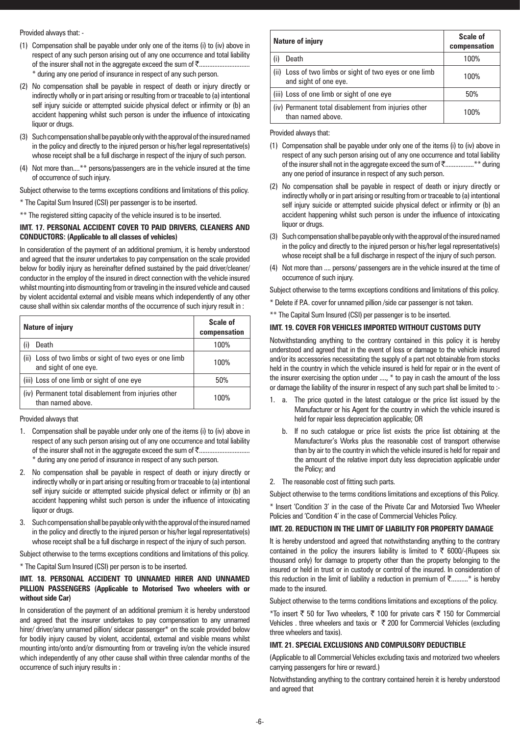Provided always that: -

(1) Compensation shall be payable under only one of the items (i) to (iv) above in respect of any such person arising out of any one occurrence and total liability of the insurer shall not in the aggregate exceed the sum of ₹............................. * during any one period of insurance in respect of any such person.

(2) No compensation shall be payable in respect of death or injury directly or indirectly wholly or in part arising or resulting from or traceable to (a) intentional self injury suicide or attempted suicide physical defect or infirmity or (b) an accident happening whilst such person is under the influence of intoxicating liquor or drugs.

(3) Such compensation shall be payable only with the approval of the insured named in the policy and directly to the injured person or his/her legal representative(s) whose receipt shall be a full discharge in respect of the injury of such person.

(4) Not more than....** persons/passengers are in the vehicle insured at the time of occurrence of such injury.

Subject otherwise to the terms exceptions conditions and limitations of this policy.

* The Capital Sum Insured (CSI) per passenger is to be inserted.

** The registered sitting capacity of the vehicle insured is to be inserted.

**IMT. 17. PERSONAL ACCIDENT COVER TO PAID DRIVERS, CLEANERS AND CONDUCTORS: (Applicable to all classes of vehicles)**

In consideration of the payment of an additional premium, it is hereby understood and agreed that the insurer undertakes to pay compensation on the scale provided below for bodily injury as hereinafter defined sustained by the paid driver/cleaner/conductor in the employ of the insured in direct connection with the vehicle insured whilst mounting into dismounting from or traveling in the insured vehicle and caused by violent accidental external and visible means which independently of any other cause shall within six calendar months of the occurrence of such injury result in :

| Nature of injury | Scale of compensation |
|---|---|
| (i) Death | 100% |
| (ii) Loss of two limbs or sight of two eyes or one limb and sight of one eye. | 100% |
| (iii) Loss of one limb or sight of one eye | 50% |
| (iv) Permanent total disablement from injuries other than named above. | 100% |

Provided always that

1. Compensation shall be payable under only one of the items (i) to (iv) above in respect of any such person arising out of any one occurrence and total liability of the insurer shall not in the aggregate exceed the sum of ₹............................. * during any one period of insurance in respect of any such person.
2. No compensation shall be payable in respect of death or injury directly or indirectly wholly or in part arising or resulting from or traceable to (a) intentional self injury suicide or attempted suicide physical defect or infirmity or (b) an accident happening whilst such person is under the influence of intoxicating liquor or drugs.
3. Such compensation shall be payable only with the approval of the insured named in the policy and directly to the injured person or his/her legal representative(s) whose receipt shall be a full discharge in respect of the injury of such person.

Subject otherwise to the terms exceptions conditions and limitations of this policy.

* The Capital Sum Insured (CSI) per person is to be inserted.

**IMT. 18. PERSONAL ACCIDENT TO UNNAMED HIRER AND UNNAMED PILLION PASSENGERS (Applicable to Motorised Two wheelers with or without side Car)**

In consideration of the payment of an additional premium it is hereby understood and agreed that the insurer undertakes to pay compensation to any unnamed hirer/ driver/any unnamed pillion/ sidecar passenger* on the scale provided below for bodily injury caused by violent, accidental, external and visible means whilst mounting into/onto and/or dismounting from or traveling in/on the vehicle insured which independently of any other cause shall within three calendar months of the occurrence of such injury results in :

| Nature of injury | Scale of compensation |
|---|---|
| (i) Death | 100% |
| (ii) Loss of two limbs or sight of two eyes or one limb and sight of one eye. | 100% |
| (iii) Loss of one limb or sight of one eye | 50% |
| (iv) Permanent total disablement from injuries other than named above. | 100% |

Provided always that:

(1) Compensation shall be payable under only one of the items (i) to (iv) above in respect of any such person arising out of any one occurrence and total liability of the insurer shall not in the aggregate exceed the sum of ₹................** during any one period of insurance in respect of any such person.

(2) No compensation shall be payable in respect of death or injury directly or indirectly wholly or in part arising or resulting from or traceable to (a) intentional self injury suicide or attempted suicide physical defect or infirmity or (b) an accident happening whilst such person is under the influence of intoxicating liquor or drugs.

(3) Such compensation shall be payable only with the approval of the insured named in the policy and directly to the injured person or his/her legal representative(s) whose receipt shall be a full discharge in respect of the injury of such person.

(4) Not more than .... persons/ passengers are in the vehicle insured at the time of occurrence of such injury.

Subject otherwise to the terms exceptions conditions and limitations of this policy.

* Delete if P.A. cover for unnamed pillion /side car passenger is not taken.

** The Capital Sum Insured (CSI) per passenger is to be inserted.

**IMT. 19. COVER FOR VEHICLES IMPORTED WITHOUT CUSTOMS DUTY**

Notwithstanding anything to the contrary contained in this policy it is hereby understood and agreed that in the event of loss or damage to the vehicle insured and/or its accessories necessitating the supply of a part not obtainable from stocks held in the country in which the vehicle insured is held for repair or in the event of the insurer exercising the option under ...., * to pay in cash the amount of the loss or damage the liability of the insurer in respect of any such part shall be limited to :-

1. a. The price quoted in the latest catalogue or the price list issued by the Manufacturer or his Agent for the country in which the vehicle insured is held for repair less depreciation applicable; OR

   b. If no such catalogue or price list exists the price list obtaining at the Manufacturer's Works plus the reasonable cost of transport otherwise than by air to the country in which the vehicle insured is held for repair and the amount of the relative import duty less depreciation applicable under the Policy; and
2. The reasonable cost of fitting such parts.

Subject otherwise to the terms conditions limitations and exceptions of this Policy.

* Insert 'Condition 3' in the case of the Private Car and Motorsied Two Wheeler Policies and 'Condition 4' in the case of Commercial Vehicles Policy.

**IMT. 20. REDUCTION IN THE LIMIT OF LIABILITY FOR PROPERTY DAMAGE**

It is hereby understood and agreed that notwithstanding anything to the contrary contained in the policy the insurers liability is limited to ₹ 6000/-(Rupees six thousand only) for damage to property other than the property belonging to the insured or held in trust or in custody or control of the insured. In consideration of this reduction in the limit of liability a reduction in premium of ₹..........* is hereby made to the insured.

Subject otherwise to the terms conditions limitations and exceptions of the policy.

*To insert ₹ 50 for Two wheelers, ₹ 100 for private cars ₹ 150 for Commercial Vehicles . three wheelers and taxis or ₹ 200 for Commercial Vehicles (excluding three wheelers and taxis).

**IMT. 21. SPECIAL EXCLUSIONS AND COMPULSORY DEDUCTIBLE**

(Applicable to all Commercial Vehicles excluding taxis and motorized two wheelers carrying passengers for hire or reward.)

Notwithstanding anything to the contrary contained herein it is hereby understood and agreed that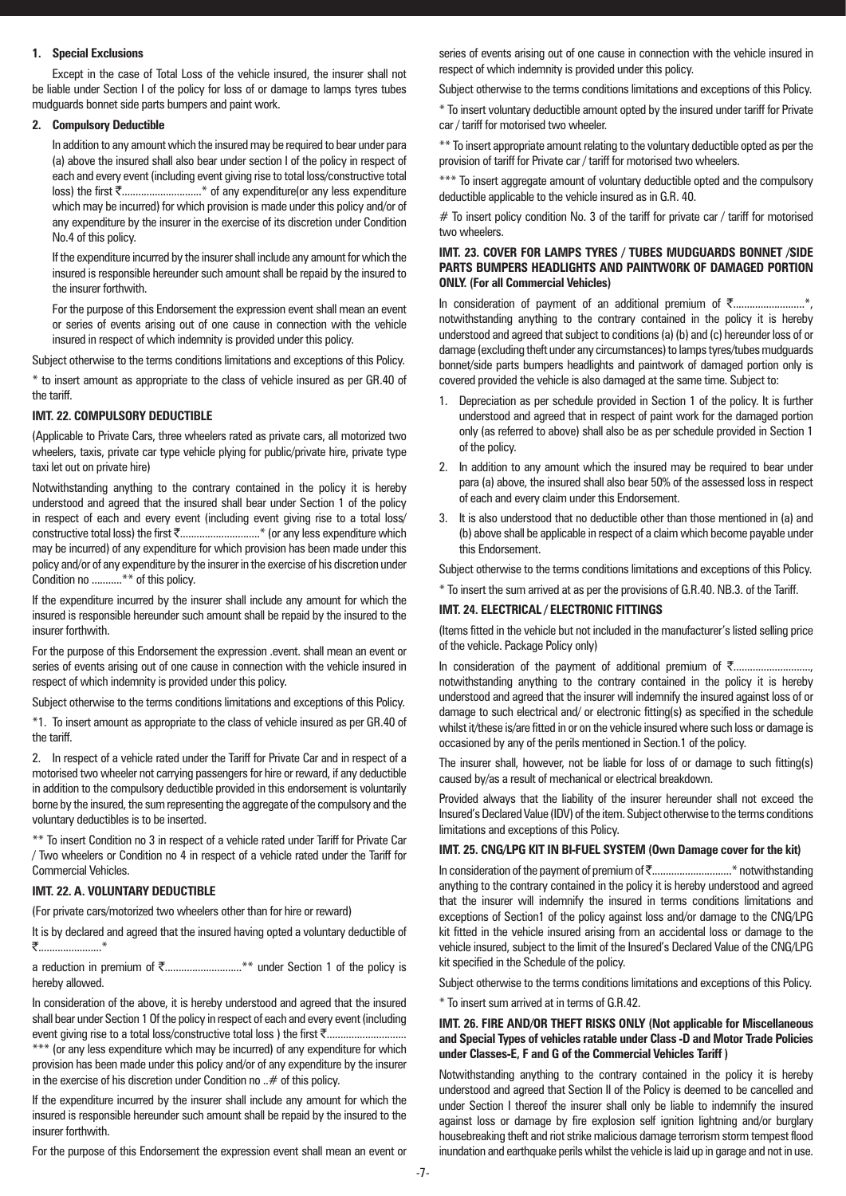**1. Special Exclusions**

Except in the case of Total Loss of the vehicle insured, the insurer shall not be liable under Section I of the policy for loss of or damage to lamps tyres tubes mudguards bonnet side parts bumpers and paint work.

**2. Compulsory Deductible**

In addition to any amount which the insured may be required to bear under para (a) above the insured shall also bear under section I of the policy in respect of each and every event (including event giving rise to total loss/constructive total loss) the first ₹............................* of any expenditure(or any less expenditure which may be incurred) for which provision is made under this policy and/or of any expenditure by the insurer in the exercise of its discretion under Condition No.4 of this policy.

If the expenditure incurred by the insurer shall include any amount for which the insured is responsible hereunder such amount shall be repaid by the insured to the insurer forthwith.

For the purpose of this Endorsement the expression event shall mean an event or series of events arising out of one cause in connection with the vehicle insured in respect of which indemnity is provided under this policy.

Subject otherwise to the terms conditions limitations and exceptions of this Policy.

* to insert amount as appropriate to the class of vehicle insured as per GR.40 of the tariff.

### IMT. 22. COMPULSORY DEDUCTIBLE

(Applicable to Private Cars, three wheelers rated as private cars, all motorized two wheelers, taxis, private car type vehicle plying for public/private hire, private type taxi let out on private hire)

Notwithstanding anything to the contrary contained in the policy it is hereby understood and agreed that the insured shall bear under Section 1 of the policy in respect of each and every event (including event giving rise to a total loss/ constructive total loss) the first ₹............................* (or any less expenditure which may be incurred) of any expenditure for which provision has been made under this policy and/or of any expenditure by the insurer in the exercise of his discretion under Condition no ...........** of this policy.

If the expenditure incurred by the insurer shall include any amount for which the insured is responsible hereunder such amount shall be repaid by the insured to the insurer forthwith.

For the purpose of this Endorsement the expression .event. shall mean an event or series of events arising out of one cause in connection with the vehicle insured in respect of which indemnity is provided under this policy.

Subject otherwise to the terms conditions limitations and exceptions of this Policy.

*1. To insert amount as appropriate to the class of vehicle insured as per GR.40 of the tariff.

2. In respect of a vehicle rated under the Tariff for Private Car and in respect of a motorised two wheeler not carrying passengers for hire or reward, if any deductible in addition to the compulsory deductible provided in this endorsement is voluntarily borne by the insured, the sum representing the aggregate of the compulsory and the voluntary deductibles is to be inserted.

** To insert Condition no 3 in respect of a vehicle rated under Tariff for Private Car / Two wheelers or Condition no 4 in respect of a vehicle rated under the Tariff for Commercial Vehicles.

### IMT. 22. A. VOLUNTARY DEDUCTIBLE

(For private cars/motorized two wheelers other than for hire or reward)

It is by declared and agreed that the insured having opted a voluntary deductible of ₹......................*

a reduction in premium of ₹...........................** under Section 1 of the policy is hereby allowed.

In consideration of the above, it is hereby understood and agreed that the insured shall bear under Section 1 Of the policy in respect of each and every event (including event giving rise to a total loss/constructive total loss ) the first ₹............................ *** (or any less expenditure which may be incurred) of any expenditure for which provision has been made under this policy and/or of any expenditure by the insurer in the exercise of his discretion under Condition no ..# of this policy.

If the expenditure incurred by the insurer shall include any amount for which the insured is responsible hereunder such amount shall be repaid by the insured to the insurer forthwith.

For the purpose of this Endorsement the expression event shall mean an event or series of events arising out of one cause in connection with the vehicle insured in respect of which indemnity is provided under this policy.

Subject otherwise to the terms conditions limitations and exceptions of this Policy.

* To insert voluntary deductible amount opted by the insured under tariff for Private car / tariff for motorised two wheeler.

** To insert appropriate amount relating to the voluntary deductible opted as per the provision of tariff for Private car / tariff for motorised two wheelers.

*** To insert aggregate amount of voluntary deductible opted and the compulsory deductible applicable to the vehicle insured as in G.R. 40.

# To insert policy condition No. 3 of the tariff for private car / tariff for motorised two wheelers.

### IMT. 23. COVER FOR LAMPS TYRES / TUBES MUDGUARDS BONNET /SIDE PARTS BUMPERS HEADLIGHTS AND PAINTWORK OF DAMAGED PORTION ONLY. (For all Commercial Vehicles)

In consideration of payment of an additional premium of ₹.........................*, notwithstanding anything to the contrary contained in the policy it is hereby understood and agreed that subject to conditions (a) (b) and (c) hereunder loss of or damage (excluding theft under any circumstances) to lamps tyres/tubes mudguards bonnet/side parts bumpers headlights and paintwork of damaged portion only is covered provided the vehicle is also damaged at the same time. Subject to:

1. Depreciation as per schedule provided in Section 1 of the policy. It is further understood and agreed that in respect of paint work for the damaged portion only (as referred to above) shall also be as per schedule provided in Section 1 of the policy.
2. In addition to any amount which the insured may be required to bear under para (a) above, the insured shall also bear 50% of the assessed loss in respect of each and every claim under this Endorsement.
3. It is also understood that no deductible other than those mentioned in (a) and (b) above shall be applicable in respect of a claim which become payable under this Endorsement.

Subject otherwise to the terms conditions limitations and exceptions of this Policy.

* To insert the sum arrived at as per the provisions of G.R.40. NB.3. of the Tariff.

### IMT. 24. ELECTRICAL / ELECTRONIC FITTINGS

(Items fitted in the vehicle but not included in the manufacturer's listed selling price of the vehicle. Package Policy only)

In consideration of the payment of additional premium of ₹..........................., notwithstanding anything to the contrary contained in the policy it is hereby understood and agreed that the insurer will indemnify the insured against loss of or damage to such electrical and/ or electronic fitting(s) as specified in the schedule whilst it/these is/are fitted in or on the vehicle insured where such loss or damage is occasioned by any of the perils mentioned in Section.1 of the policy.

The insurer shall, however, not be liable for loss of or damage to such fitting(s) caused by/as a result of mechanical or electrical breakdown.

Provided always that the liability of the insurer hereunder shall not exceed the Insured's Declared Value (IDV) of the item. Subject otherwise to the terms conditions limitations and exceptions of this Policy.

### IMT. 25. CNG/LPG KIT IN BI-FUEL SYSTEM (Own Damage cover for the kit)

In consideration of the payment of premium of ₹............................* notwithstanding anything to the contrary contained in the policy it is hereby understood and agreed that the insurer will indemnify the insured in terms conditions limitations and exceptions of Section1 of the policy against loss and/or damage to the CNG/LPG kit fitted in the vehicle insured arising from an accidental loss or damage to the vehicle insured, subject to the limit of the Insured's Declared Value of the CNG/LPG kit specified in the Schedule of the policy.

Subject otherwise to the terms conditions limitations and exceptions of this Policy.

* To insert sum arrived at in terms of G.R.42.

### IMT. 26. FIRE AND/OR THEFT RISKS ONLY (Not applicable for Miscellaneous and Special Types of vehicles ratable under Class -D and Motor Trade Policies under Classes-E, F and G of the Commercial Vehicles Tariff )

Notwithstanding anything to the contrary contained in the policy it is hereby understood and agreed that Section II of the Policy is deemed to be cancelled and under Section I thereof the insurer shall only be liable to indemnify the insured against loss or damage by fire explosion self ignition lightning and/or burglary housebreaking theft and riot strike malicious damage terrorism storm tempest flood inundation and earthquake perils whilst the vehicle is laid up in garage and not in use.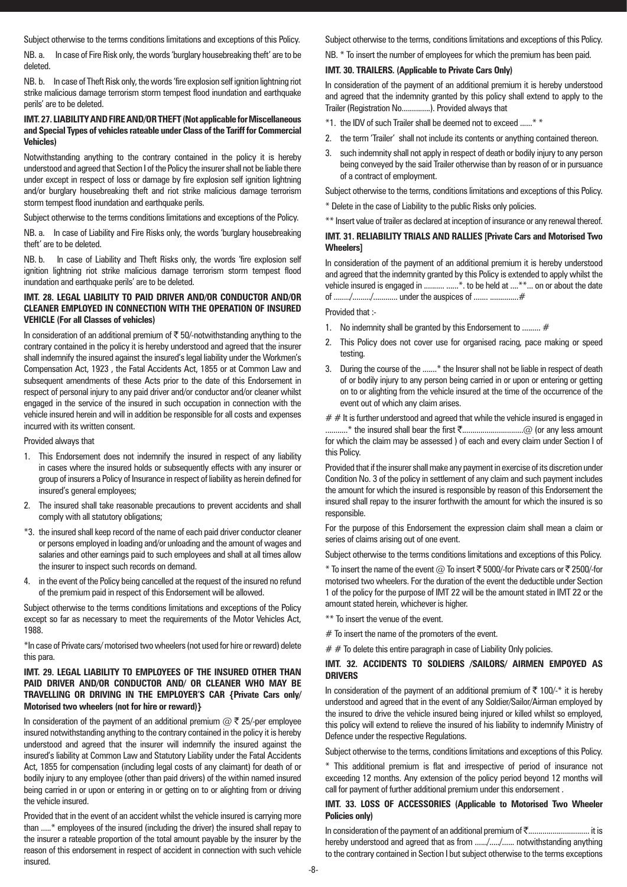Subject otherwise to the terms conditions limitations and exceptions of this Policy.

NB. a. In case of Fire Risk only, the words 'burglary housebreaking theft' are to be deleted.

NB. b. In case of Theft Risk only, the words 'fire explosion self ignition lightning riot strike malicious damage terrorism storm tempest flood inundation and earthquake perils' are to be deleted.

**IMT. 27. LIABILITY AND FIRE AND/OR THEFT (Not applicable for Miscellaneous and Special Types of vehicles rateable under Class of the Tariff for Commercial Vehicles)**

Notwithstanding anything to the contrary contained in the policy it is hereby understood and agreed that Section I of the Policy the insurer shall not be liable there under except in respect of loss or damage by fire explosion self ignition lightning and/or burglary housebreaking theft and riot strike malicious damage terrorism storm tempest flood inundation and earthquake perils.

Subject otherwise to the terms conditions limitations and exceptions of the Policy.

NB. a. In case of Liability and Fire Risks only, the words 'burglary housebreaking theft' are to be deleted.

NB. b. In case of Liability and Theft Risks only, the words 'fire explosion self ignition lightning riot strike malicious damage terrorism storm tempest flood inundation and earthquake perils' are to be deleted.

**IMT. 28. LEGAL LIABILITY TO PAID DRIVER AND/OR CONDUCTOR AND/OR CLEANER EMPLOYED IN CONNECTION WITH THE OPERATION OF INSURED VEHICLE (For all Classes of vehicles)**

In consideration of an additional premium of ₹ 50/-notwithstanding anything to the contrary contained in the policy it is hereby understood and agreed that the insurer shall indemnify the insured against the insured's legal liability under the Workmen's Compensation Act, 1923 , the Fatal Accidents Act, 1855 or at Common Law and subsequent amendments of these Acts prior to the date of this Endorsement in respect of personal injury to any paid driver and/or conductor and/or cleaner whilst engaged in the service of the insured in such occupation in connection with the vehicle insured herein and will in addition be responsible for all costs and expenses incurred with its written consent.

Provided always that

1. This Endorsement does not indemnify the insured in respect of any liability in cases where the insured holds or subsequently effects with any insurer or group of insurers a Policy of Insurance in respect of liability as herein defined for insured's general employees;
2. The insured shall take reasonable precautions to prevent accidents and shall comply with all statutory obligations;

*3. the insured shall keep record of the name of each paid driver conductor cleaner or persons employed in loading and/or unloading and the amount of wages and salaries and other earnings paid to such employees and shall at all times allow the insurer to inspect such records on demand.

4. in the event of the Policy being cancelled at the request of the insured no refund of the premium paid in respect of this Endorsement will be allowed.

Subject otherwise to the terms conditions limitations and exceptions of the Policy except so far as necessary to meet the requirements of the Motor Vehicles Act, 1988.

*In case of Private cars/ motorised two wheelers (not used for hire or reward) delete this para.

**IMT. 29. LEGAL LIABILITY TO EMPLOYEES OF THE INSURED OTHER THAN PAID DRIVER AND/OR CONDUCTOR AND/ OR CLEANER WHO MAY BE TRAVELLING OR DRIVING IN THE EMPLOYER'S CAR {Private Cars only/ Motorised two wheelers (not for hire or reward)}**

In consideration of the payment of an additional premium @ ₹ 25/-per employee insured notwithstanding anything to the contrary contained in the policy it is hereby understood and agreed that the insurer will indemnify the insured against the insured's liability at Common Law and Statutory Liability under the Fatal Accidents Act, 1855 for compensation (including legal costs of any claimant) for death of or bodily injury to any employee (other than paid drivers) of the within named insured being carried in or upon or entering in or getting on to or alighting from or driving the vehicle insured.

Provided that in the event of an accident whilst the vehicle insured is carrying more than .....* employees of the insured (including the driver) the insured shall repay to the insurer a rateable proportion of the total amount payable by the insurer by the reason of this endorsement in respect of accident in connection with such vehicle insured.

Subject otherwise to the terms, conditions limitations and exceptions of this Policy.

NB. * To insert the number of employees for which the premium has been paid.

**IMT. 30. TRAILERS. (Applicable to Private Cars Only)**

In consideration of the payment of an additional premium it is hereby understood and agreed that the indemnity granted by this policy shall extend to apply to the Trailer (Registration No.............). Provided always that

*1. the IDV of such Trailer shall be deemed not to exceed ......* *

2. the term 'Trailer' shall not include its contents or anything contained thereon.
3. such indemnity shall not apply in respect of death or bodily injury to any person being conveyed by the said Trailer otherwise than by reason of or in pursuance of a contract of employment.

Subject otherwise to the terms, conditions limitations and exceptions of this Policy.

* Delete in the case of Liability to the public Risks only policies.

** Insert value of trailer as declared at inception of insurance or any renewal thereof.

**IMT. 31. RELIABILITY TRIALS AND RALLIES [Private Cars and Motorised Two Wheelers]**

In consideration of the payment of an additional premium it is hereby understood and agreed that the indemnity granted by this Policy is extended to apply whilst the vehicle insured is engaged in .......... ......*. to be held at ....**... on or about the date of ......../........./............ under the auspices of ....... .............#

Provided that :-

1. No indemnity shall be granted by this Endorsement to ......... #
2. This Policy does not cover use for organised racing, pace making or speed testing.
3. During the course of the .......* the Insurer shall not be liable in respect of death of or bodily injury to any person being carried in or upon or entering or getting on to or alighting from the vehicle insured at the time of the occurrence of the event out of which any claim arises.

# # It is further understood and agreed that while the vehicle insured is engaged in ...........* the insured shall bear the first ₹.............................@ (or any less amount for which the claim may be assessed ) of each and every claim under Section I of this Policy.

Provided that if the insurer shall make any payment in exercise of its discretion under Condition No. 3 of the policy in settlement of any claim and such payment includes the amount for which the insured is responsible by reason of this Endorsement the insured shall repay to the insurer forthwith the amount for which the insured is so responsible.

For the purpose of this Endorsement the expression claim shall mean a claim or series of claims arising out of one event.

Subject otherwise to the terms conditions limitations and exceptions of this Policy.

* To insert the name of the event @ To insert ₹ 5000/-for Private cars or ₹ 2500/-for motorised two wheelers. For the duration of the event the deductible under Section 1 of the policy for the purpose of IMT 22 will be the amount stated in IMT 22 or the amount stated herein, whichever is higher.

** To insert the venue of the event.

# To insert the name of the promoters of the event.

# # To delete this entire paragraph in case of Liability Only policies.

**IMT. 32. ACCIDENTS TO SOLDIERS /SAILORS/ AIRMEN EMPOYED AS DRIVERS**

In consideration of the payment of an additional premium of ₹ 100/-* it is hereby understood and agreed that in the event of any Soldier/Sailor/Airman employed by the insured to drive the vehicle insured being injured or killed whilst so employed, this policy will extend to relieve the insured of his liability to indemnify Ministry of Defence under the respective Regulations.

Subject otherwise to the terms, conditions limitations and exceptions of this Policy.

* This additional premium is flat and irrespective of period of insurance not exceeding 12 months. Any extension of the policy period beyond 12 months will call for payment of further additional premium under this endorsement .

**IMT. 33. LOSS OF ACCESSORIES (Applicable to Motorised Two Wheeler Policies only)**

In consideration of the payment of an additional premium of ₹.............................. it is hereby understood and agreed that as from ....../...../...... notwithstanding anything to the contrary contained in Section I but subject otherwise to the terms exceptions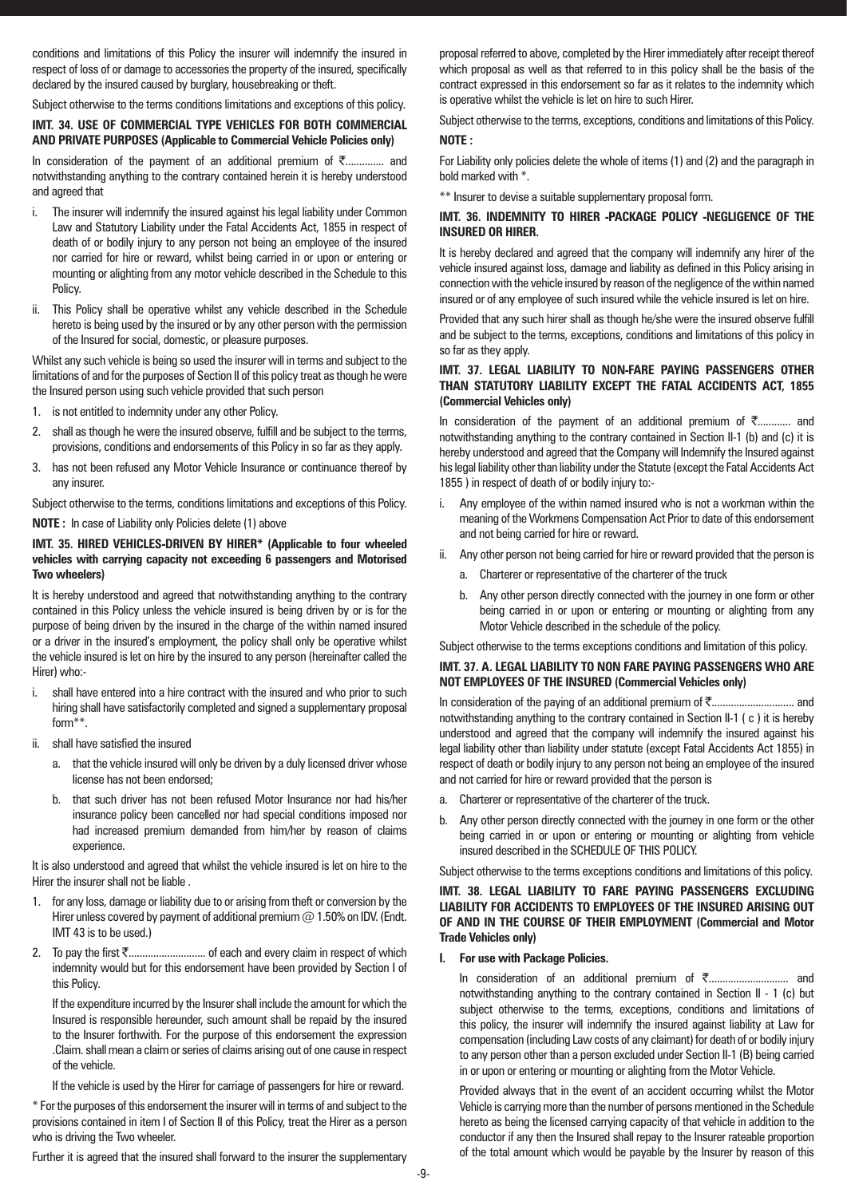conditions and limitations of this Policy the insurer will indemnify the insured in respect of loss of or damage to accessories the property of the insured, specifically declared by the insured caused by burglary, housebreaking or theft.

Subject otherwise to the terms conditions limitations and exceptions of this policy.

**IMT. 34. USE OF COMMERCIAL TYPE VEHICLES FOR BOTH COMMERCIAL AND PRIVATE PURPOSES (Applicable to Commercial Vehicle Policies only)**

In consideration of the payment of an additional premium of ₹............. and notwithstanding anything to the contrary contained herein it is hereby understood and agreed that

i. The insurer will indemnify the insured against his legal liability under Common Law and Statutory Liability under the Fatal Accidents Act, 1855 in respect of death of or bodily injury to any person not being an employee of the insured nor carried for hire or reward, whilst being carried in or upon or entering or mounting or alighting from any motor vehicle described in the Schedule to this Policy.

ii. This Policy shall be operative whilst any vehicle described in the Schedule hereto is being used by the insured or by any other person with the permission of the Insured for social, domestic, or pleasure purposes.

Whilst any such vehicle is being so used the insurer will in terms and subject to the limitations of and for the purposes of Section II of this policy treat as though he were the Insured person using such vehicle provided that such person

1. is not entitled to indemnity under any other Policy.
2. shall as though he were the insured observe, fulfill and be subject to the terms, provisions, conditions and endorsements of this Policy in so far as they apply.
3. has not been refused any Motor Vehicle Insurance or continuance thereof by any insurer.

Subject otherwise to the terms, conditions limitations and exceptions of this Policy.

**NOTE :** In case of Liability only Policies delete (1) above

**IMT. 35. HIRED VEHICLES-DRIVEN BY HIRER* (Applicable to four wheeled vehicles with carrying capacity not exceeding 6 passengers and Motorised Two wheelers)**

It is hereby understood and agreed that notwithstanding anything to the contrary contained in this Policy unless the vehicle insured is being driven by or is for the purpose of being driven by the insured in the charge of the within named insured or a driver in the insured's employment, the policy shall only be operative whilst the vehicle insured is let on hire by the insured to any person (hereinafter called the Hirer) who:-

i. shall have entered into a hire contract with the insured and who prior to such hiring shall have satisfactorily completed and signed a supplementary proposal form**.

ii. shall have satisfied the insured

   a. that the vehicle insured will only be driven by a duly licensed driver whose license has not been endorsed;

   b. that such driver has not been refused Motor Insurance nor had his/her insurance policy been cancelled nor had special conditions imposed nor had increased premium demanded from him/her by reason of claims experience.

It is also understood and agreed that whilst the vehicle insured is let on hire to the Hirer the insurer shall not be liable .

1. for any loss, damage or liability due to or arising from theft or conversion by the Hirer unless covered by payment of additional premium @ 1.50% on IDV. (Endt. IMT 43 is to be used.)
2. To pay the first ₹........................... of each and every claim in respect of which indemnity would but for this endorsement have been provided by Section I of this Policy.

   If the expenditure incurred by the Insurer shall include the amount for which the Insured is responsible hereunder, such amount shall be repaid by the insured to the Insurer forthwith. For the purpose of this endorsement the expression .Claim. shall mean a claim or series of claims arising out of one cause in respect of the vehicle.

   If the vehicle is used by the Hirer for carriage of passengers for hire or reward.

* For the purposes of this endorsement the insurer will in terms of and subject to the provisions contained in item I of Section II of this Policy, treat the Hirer as a person who is driving the Two wheeler.

Further it is agreed that the insured shall forward to the insurer the supplementary proposal referred to above, completed by the Hirer immediately after receipt thereof which proposal as well as that referred to in this policy shall be the basis of the contract expressed in this endorsement so far as it relates to the indemnity which is operative whilst the vehicle is let on hire to such Hirer.

Subject otherwise to the terms, exceptions, conditions and limitations of this Policy.

**NOTE :**

For Liability only policies delete the whole of items (1) and (2) and the paragraph in bold marked with *.

** Insurer to devise a suitable supplementary proposal form.

**IMT. 36. INDEMNITY TO HIRER -PACKAGE POLICY -NEGLIGENCE OF THE INSURED OR HIRER.**

It is hereby declared and agreed that the company will indemnify any hirer of the vehicle insured against loss, damage and liability as defined in this Policy arising in connection with the vehicle insured by reason of the negligence of the within named insured or of any employee of such insured while the vehicle insured is let on hire.

Provided that any such hirer shall as though he/she were the insured observe fulfill and be subject to the terms, exceptions, conditions and limitations of this policy in so far as they apply.

**IMT. 37. LEGAL LIABILITY TO NON-FARE PAYING PASSENGERS OTHER THAN STATUTORY LIABILITY EXCEPT THE FATAL ACCIDENTS ACT, 1855 (Commercial Vehicles only)**

In consideration of the payment of an additional premium of ₹............ and notwithstanding anything to the contrary contained in Section II-1 (b) and (c) it is hereby understood and agreed that the Company will Indemnify the Insured against his legal liability other than liability under the Statute (except the Fatal Accidents Act 1855 ) in respect of death of or bodily injury to:-

i. Any employee of the within named insured who is not a workman within the meaning of the Workmens Compensation Act Prior to date of this endorsement and not being carried for hire or reward.

ii. Any other person not being carried for hire or reward provided that the person is

   a. Charterer or representative of the charterer of the truck

   b. Any other person directly connected with the journey in one form or other being carried in or upon or entering or mounting or alighting from any Motor Vehicle described in the schedule of the policy.

Subject otherwise to the terms exceptions conditions and limitation of this policy.

**IMT. 37. A. LEGAL LIABILITY TO NON FARE PAYING PASSENGERS WHO ARE NOT EMPLOYEES OF THE INSURED (Commercial Vehicles only)**

In consideration of the paying of an additional premium of ₹............................. and notwithstanding anything to the contrary contained in Section II-1 ( c ) it is hereby understood and agreed that the company will indemnify the insured against his legal liability other than liability under statute (except Fatal Accidents Act 1855) in respect of death or bodily injury to any person not being an employee of the insured and not carried for hire or reward provided that the person is

a. Charterer or representative of the charterer of the truck.

b. Any other person directly connected with the journey in one form or the other being carried in or upon or entering or mounting or alighting from vehicle insured described in the SCHEDULE OF THIS POLICY.

Subject otherwise to the terms exceptions conditions and limitations of this policy.

**IMT. 38. LEGAL LIABILITY TO FARE PAYING PASSENGERS EXCLUDING LIABILITY FOR ACCIDENTS TO EMPLOYEES OF THE INSURED ARISING OUT OF AND IN THE COURSE OF THEIR EMPLOYMENT (Commercial and Motor Trade Vehicles only)**

**I. For use with Package Policies.**

In consideration of an additional premium of ₹............................ and notwithstanding anything to the contrary contained in Section II - 1 (c) but subject otherwise to the terms, exceptions, conditions and limitations of this policy, the insurer will indemnify the insured against liability at Law for compensation (including Law costs of any claimant) for death of or bodily injury to any person other than a person excluded under Section II-1 (B) being carried in or upon or entering or mounting or alighting from the Motor Vehicle.

Provided always that in the event of an accident occurring whilst the Motor Vehicle is carrying more than the number of persons mentioned in the Schedule hereto as being the licensed carrying capacity of that vehicle in addition to the conductor if any then the Insured shall repay to the Insurer rateable proportion of the total amount which would be payable by the Insurer by reason of this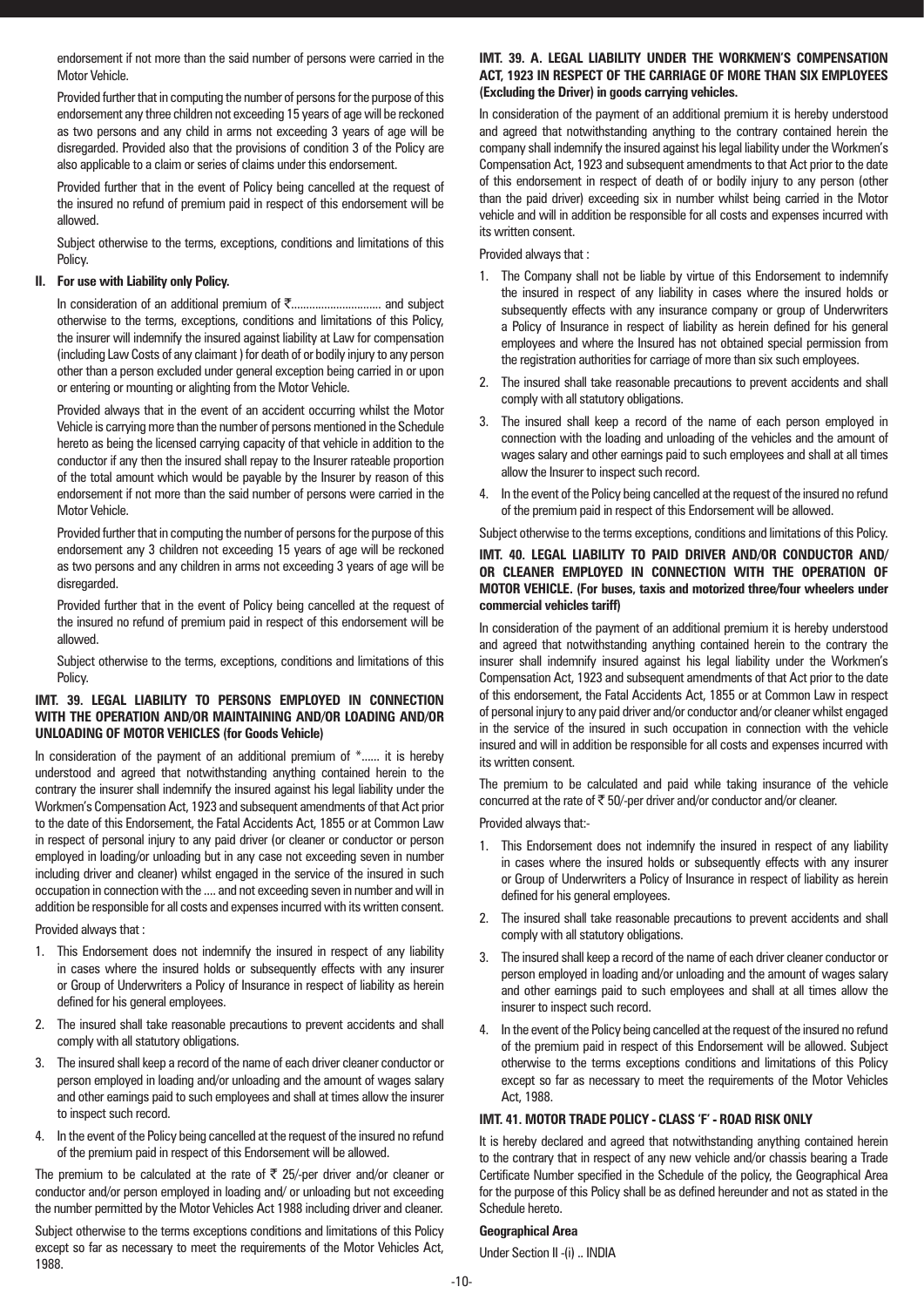endorsement if not more than the said number of persons were carried in the Motor Vehicle.

Provided further that in computing the number of persons for the purpose of this endorsement any three children not exceeding 15 years of age will be reckoned as two persons and any child in arms not exceeding 3 years of age will be disregarded. Provided also that the provisions of condition 3 of the Policy are also applicable to a claim or series of claims under this endorsement.

Provided further that in the event of Policy being cancelled at the request of the insured no refund of premium paid in respect of this endorsement will be allowed.

Subject otherwise to the terms, exceptions, conditions and limitations of this Policy.

**II. For use with Liability only Policy.**

In consideration of an additional premium of ₹.............................. and subject otherwise to the terms, exceptions, conditions and limitations of this Policy, the insurer will indemnify the insured against liability at Law for compensation (including Law Costs of any claimant ) for death of or bodily injury to any person other than a person excluded under general exception being carried in or upon or entering or mounting or alighting from the Motor Vehicle.

Provided always that in the event of an accident occurring whilst the Motor Vehicle is carrying more than the number of persons mentioned in the Schedule hereto as being the licensed carrying capacity of that vehicle in addition to the conductor if any then the insured shall repay to the Insurer rateable proportion of the total amount which would be payable by the Insurer by reason of this endorsement if not more than the said number of persons were carried in the Motor Vehicle.

Provided further that in computing the number of persons for the purpose of this endorsement any 3 children not exceeding 15 years of age will be reckoned as two persons and any children in arms not exceeding 3 years of age will be disregarded.

Provided further that in the event of Policy being cancelled at the request of the insured no refund of premium paid in respect of this endorsement will be allowed.

Subject otherwise to the terms, exceptions, conditions and limitations of this Policy.

### IMT. 39. LEGAL LIABILITY TO PERSONS EMPLOYED IN CONNECTION WITH THE OPERATION AND/OR MAINTAINING AND/OR LOADING AND/OR UNLOADING OF MOTOR VEHICLES (for Goods Vehicle)

In consideration of the payment of an additional premium of *...... it is hereby understood and agreed that notwithstanding anything contained herein to the contrary the insurer shall indemnify the insured against his legal liability under the Workmen's Compensation Act, 1923 and subsequent amendments of that Act prior to the date of this Endorsement, the Fatal Accidents Act, 1855 or at Common Law in respect of personal injury to any paid driver (or cleaner or conductor or person employed in loading/or unloading but in any case not exceeding seven in number including driver and cleaner) whilst engaged in the service of the insured in such occupation in connection with the .... and not exceeding seven in number and will in addition be responsible for all costs and expenses incurred with its written consent.

Provided always that :

1. This Endorsement does not indemnify the insured in respect of any liability in cases where the insured holds or subsequently effects with any insurer or Group of Underwriters a Policy of Insurance in respect of liability as herein defined for his general employees.
2. The insured shall take reasonable precautions to prevent accidents and shall comply with all statutory obligations.
3. The insured shall keep a record of the name of each driver cleaner conductor or person employed in loading and/or unloading and the amount of wages salary and other earnings paid to such employees and shall at times allow the insurer to inspect such record.
4. In the event of the Policy being cancelled at the request of the insured no refund of the premium paid in respect of this Endorsement will be allowed.

The premium to be calculated at the rate of ₹ 25/-per driver and/or cleaner or conductor and/or person employed in loading and/ or unloading but not exceeding the number permitted by the Motor Vehicles Act 1988 including driver and cleaner.

Subject otherwise to the terms exceptions conditions and limitations of this Policy except so far as necessary to meet the requirements of the Motor Vehicles Act, 1988.

### IMT. 39. A. LEGAL LIABILITY UNDER THE WORKMEN'S COMPENSATION ACT, 1923 IN RESPECT OF THE CARRIAGE OF MORE THAN SIX EMPLOYEES (Excluding the Driver) in goods carrying vehicles.

In consideration of the payment of an additional premium it is hereby understood and agreed that notwithstanding anything to the contrary contained herein the company shall indemnify the insured against his legal liability under the Workmen's Compensation Act, 1923 and subsequent amendments to that Act prior to the date of this endorsement in respect of death of or bodily injury to any person (other than the paid driver) exceeding six in number whilst being carried in the Motor vehicle and will in addition be responsible for all costs and expenses incurred with its written consent.

Provided always that :

1. The Company shall not be liable by virtue of this Endorsement to indemnify the insured in respect of any liability in cases where the insured holds or subsequently effects with any insurance company or group of Underwriters a Policy of Insurance in respect of liability as herein defined for his general employees and where the Insured has not obtained special permission from the registration authorities for carriage of more than six such employees.
2. The insured shall take reasonable precautions to prevent accidents and shall comply with all statutory obligations.
3. The insured shall keep a record of the name of each person employed in connection with the loading and unloading of the vehicles and the amount of wages salary and other earnings paid to such employees and shall at all times allow the Insurer to inspect such record.
4. In the event of the Policy being cancelled at the request of the insured no refund of the premium paid in respect of this Endorsement will be allowed.

Subject otherwise to the terms exceptions, conditions and limitations of this Policy.

### IMT. 40. LEGAL LIABILITY TO PAID DRIVER AND/OR CONDUCTOR AND/OR CLEANER EMPLOYED IN CONNECTION WITH THE OPERATION OF MOTOR VEHICLE. (For buses, taxis and motorized three/four wheelers under commercial vehicles tariff)

In consideration of the payment of an additional premium it is hereby understood and agreed that notwithstanding anything contained herein to the contrary the insurer shall indemnify insured against his legal liability under the Workmen's Compensation Act, 1923 and subsequent amendments of that Act prior to the date of this endorsement, the Fatal Accidents Act, 1855 or at Common Law in respect of personal injury to any paid driver and/or conductor and/or cleaner whilst engaged in the service of the insured in such occupation in connection with the vehicle insured and will in addition be responsible for all costs and expenses incurred with its written consent.

The premium to be calculated and paid while taking insurance of the vehicle concurred at the rate of ₹ 50/-per driver and/or conductor and/or cleaner.

Provided always that:-

1. This Endorsement does not indemnify the insured in respect of any liability in cases where the insured holds or subsequently effects with any insurer or Group of Underwriters a Policy of Insurance in respect of liability as herein defined for his general employees.
2. The insured shall take reasonable precautions to prevent accidents and shall comply with all statutory obligations.
3. The insured shall keep a record of the name of each driver cleaner conductor or person employed in loading and/or unloading and the amount of wages salary and other earnings paid to such employees and shall at all times allow the insurer to inspect such record.
4. In the event of the Policy being cancelled at the request of the insured no refund of the premium paid in respect of this Endorsement will be allowed. Subject otherwise to the terms exceptions conditions and limitations of this Policy except so far as necessary to meet the requirements of the Motor Vehicles Act, 1988.

### IMT. 41. MOTOR TRADE POLICY - CLASS 'F' - ROAD RISK ONLY

It is hereby declared and agreed that notwithstanding anything contained herein to the contrary that in respect of any new vehicle and/or chassis bearing a Trade Certificate Number specified in the Schedule of the policy, the Geographical Area for the purpose of this Policy shall be as defined hereunder and not as stated in the Schedule hereto.

**Geographical Area**

Under Section II -(i) .. INDIA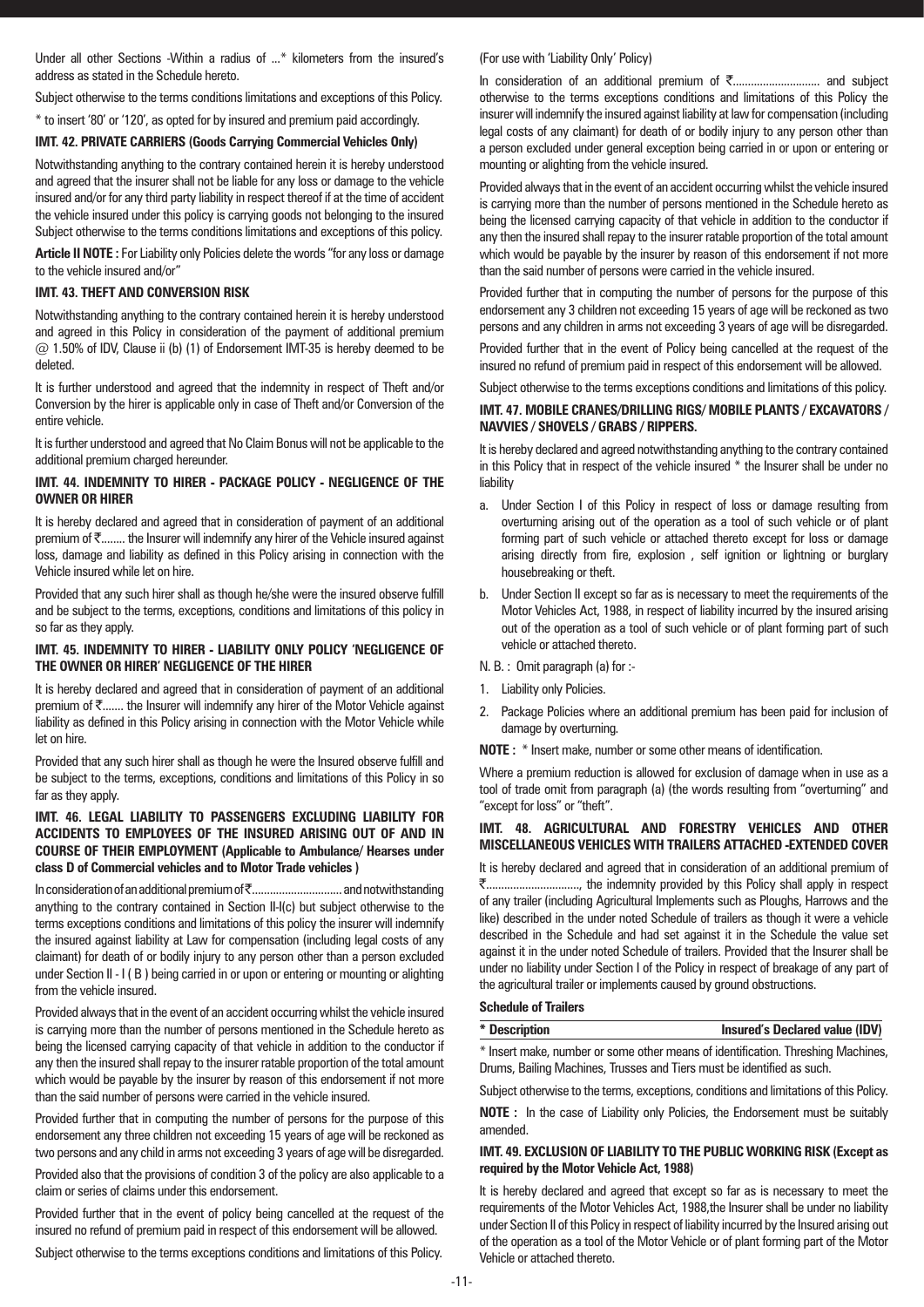Under all other Sections -Within a radius of ...* kilometers from the insured's address as stated in the Schedule hereto.

Subject otherwise to the terms conditions limitations and exceptions of this Policy.

* to insert '80' or '120', as opted for by insured and premium paid accordingly.

**IMT. 42. PRIVATE CARRIERS (Goods Carrying Commercial Vehicles Only)**

Notwithstanding anything to the contrary contained herein it is hereby understood and agreed that the insurer shall not be liable for any loss or damage to the vehicle insured and/or for any third party liability in respect thereof if at the time of accident the vehicle insured under this policy is carrying goods not belonging to the insured Subject otherwise to the terms conditions limitations and exceptions of this policy.

**Article II NOTE :** For Liability only Policies delete the words "for any loss or damage to the vehicle insured and/or"

**IMT. 43. THEFT AND CONVERSION RISK**

Notwithstanding anything to the contrary contained herein it is hereby understood and agreed in this Policy in consideration of the payment of additional premium @ 1.50% of IDV, Clause ii (b) (1) of Endorsement IMT-35 is hereby deemed to be deleted.

It is further understood and agreed that the indemnity in respect of Theft and/or Conversion by the hirer is applicable only in case of Theft and/or Conversion of the entire vehicle.

It is further understood and agreed that No Claim Bonus will not be applicable to the additional premium charged hereunder.

**IMT. 44. INDEMNITY TO HIRER - PACKAGE POLICY - NEGLIGENCE OF THE OWNER OR HIRER**

It is hereby declared and agreed that in consideration of payment of an additional premium of ₹........ the Insurer will indemnify any hirer of the Vehicle insured against loss, damage and liability as defined in this Policy arising in connection with the Vehicle insured while let on hire.

Provided that any such hirer shall as though he/she were the insured observe fulfill and be subject to the terms, exceptions, conditions and limitations of this policy in so far as they apply.

**IMT. 45. INDEMNITY TO HIRER - LIABILITY ONLY POLICY 'NEGLIGENCE OF THE OWNER OR HIRER' NEGLIGENCE OF THE HIRER**

It is hereby declared and agreed that in consideration of payment of an additional premium of ₹....... the Insurer will indemnify any hirer of the Motor Vehicle against liability as defined in this Policy arising in connection with the Motor Vehicle while let on hire.

Provided that any such hirer shall as though he were the Insured observe fulfill and be subject to the terms, exceptions, conditions and limitations of this Policy in so far as they apply.

**IMT. 46. LEGAL LIABILITY TO PASSENGERS EXCLUDING LIABILITY FOR ACCIDENTS TO EMPLOYEES OF THE INSURED ARISING OUT OF AND IN COURSE OF THEIR EMPLOYMENT (Applicable to Ambulance/ Hearses under class D of Commercial vehicles and to Motor Trade vehicles )**

In consideration of an additional premium of ₹............................. and notwithstanding anything to the contrary contained in Section II-I(c) but subject otherwise to the terms exceptions conditions and limitations of this policy the insurer will indemnify the insured against liability at Law for compensation (including legal costs of any claimant) for death of or bodily injury to any person other than a person excluded under Section II - I ( B ) being carried in or upon or entering or mounting or alighting from the vehicle insured.

Provided always that in the event of an accident occurring whilst the vehicle insured is carrying more than the number of persons mentioned in the Schedule hereto as being the licensed carrying capacity of that vehicle in addition to the conductor if any then the insured shall repay to the insurer ratable proportion of the total amount which would be payable by the insurer by reason of this endorsement if not more than the said number of persons were carried in the vehicle insured.

Provided further that in computing the number of persons for the purpose of this endorsement any three children not exceeding 15 years of age will be reckoned as two persons and any child in arms not exceeding 3 years of age will be disregarded.

Provided also that the provisions of condition 3 of the policy are also applicable to a claim or series of claims under this endorsement.

Provided further that in the event of policy being cancelled at the request of the insured no refund of premium paid in respect of this endorsement will be allowed.

Subject otherwise to the terms exceptions conditions and limitations of this Policy.

(For use with 'Liability Only' Policy)

In consideration of an additional premium of ₹............................ and subject otherwise to the terms exceptions conditions and limitations of this Policy the insurer will indemnify the insured against liability at law for compensation (including legal costs of any claimant) for death of or bodily injury to any person other than a person excluded under general exception being carried in or upon or entering or mounting or alighting from the vehicle insured.

Provided always that in the event of an accident occurring whilst the vehicle insured is carrying more than the number of persons mentioned in the Schedule hereto as being the licensed carrying capacity of that vehicle in addition to the conductor if any then the insured shall repay to the insurer ratable proportion of the total amount which would be payable by the insurer by reason of this endorsement if not more than the said number of persons were carried in the vehicle insured.

Provided further that in computing the number of persons for the purpose of this endorsement any 3 children not exceeding 15 years of age will be reckoned as two persons and any children in arms not exceeding 3 years of age will be disregarded.

Provided further that in the event of Policy being cancelled at the request of the insured no refund of premium paid in respect of this endorsement will be allowed.

Subject otherwise to the terms exceptions conditions and limitations of this policy.

**IMT. 47. MOBILE CRANES/DRILLING RIGS/ MOBILE PLANTS / EXCAVATORS / NAVVIES / SHOVELS / GRABS / RIPPERS.**

It is hereby declared and agreed notwithstanding anything to the contrary contained in this Policy that in respect of the vehicle insured * the Insurer shall be under no liability

a. Under Section I of this Policy in respect of loss or damage resulting from overturning arising out of the operation as a tool of such vehicle or of plant forming part of such vehicle or attached thereto except for loss or damage arising directly from fire, explosion , self ignition or lightning or burglary housebreaking or theft.

b. Under Section II except so far as is necessary to meet the requirements of the Motor Vehicles Act, 1988, in respect of liability incurred by the insured arising out of the operation as a tool of such vehicle or of plant forming part of such vehicle or attached thereto.

N. B. : Omit paragraph (a) for :-

1. Liability only Policies.
2. Package Policies where an additional premium has been paid for inclusion of damage by overturning.

**NOTE :** * Insert make, number or some other means of identification.

Where a premium reduction is allowed for exclusion of damage when in use as a tool of trade omit from paragraph (a) (the words resulting from "overturning" and "except for loss" or "theft".

**IMT. 48. AGRICULTURAL AND FORESTRY VEHICLES AND OTHER MISCELLANEOUS VEHICLES WITH TRAILERS ATTACHED -EXTENDED COVER**

It is hereby declared and agreed that in consideration of an additional premium of ₹..............................., the indemnity provided by this Policy shall apply in respect of any trailer (including Agricultural Implements such as Ploughs, Harrows and the like) described in the under noted Schedule of trailers as though it were a vehicle described in the Schedule and had set against it in the Schedule the value set against it in the under noted Schedule of trailers. Provided that the Insurer shall be under no liability under Section I of the Policy in respect of breakage of any part of the agricultural trailer or implements caused by ground obstructions.

**Schedule of Trailers**

| * Description | Insured's Declared value (IDV) |
|---|---|

* Insert make, number or some other means of identification. Threshing Machines, Drums, Bailing Machines, Trusses and Tiers must be identified as such.

Subject otherwise to the terms, exceptions, conditions and limitations of this Policy.

**NOTE :** In the case of Liability only Policies, the Endorsement must be suitably amended.

**IMT. 49. EXCLUSION OF LIABILITY TO THE PUBLIC WORKING RISK (Except as required by the Motor Vehicle Act, 1988)**

It is hereby declared and agreed that except so far as is necessary to meet the requirements of the Motor Vehicles Act, 1988,the Insurer shall be under no liability under Section II of this Policy in respect of liability incurred by the Insured arising out of the operation as a tool of the Motor Vehicle or of plant forming part of the Motor Vehicle or attached thereto.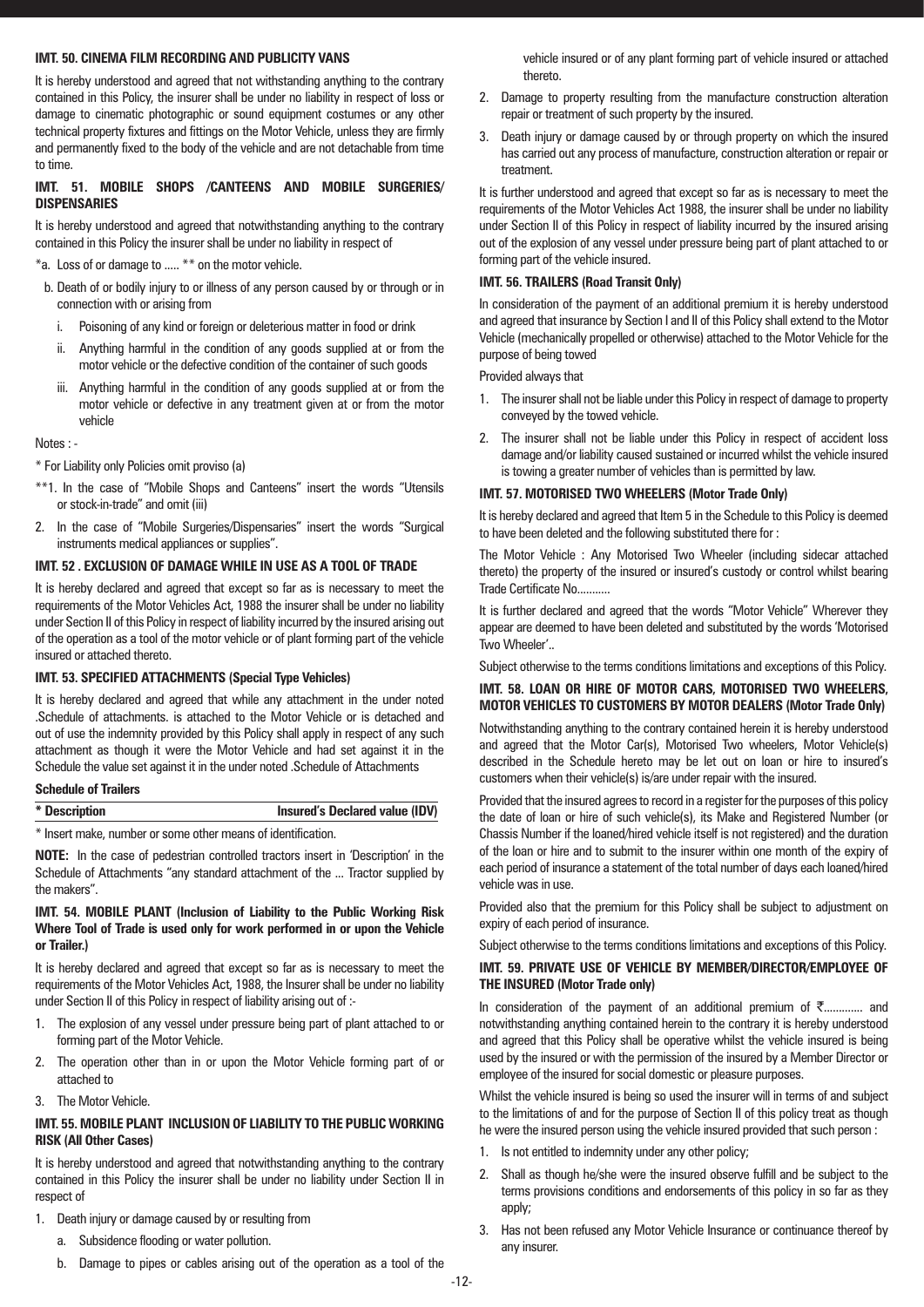**IMT. 50. CINEMA FILM RECORDING AND PUBLICITY VANS**

It is hereby understood and agreed that not withstanding anything to the contrary contained in this Policy, the insurer shall be under no liability in respect of loss or damage to cinematic photographic or sound equipment costumes or any other technical property fixtures and fittings on the Motor Vehicle, unless they are firmly and permanently fixed to the body of the vehicle and are not detachable from time to time.

**IMT. 51. MOBILE SHOPS /CANTEENS AND MOBILE SURGERIES/ DISPENSARIES**

It is hereby understood and agreed that notwithstanding anything to the contrary contained in this Policy the insurer shall be under no liability in respect of

*a. Loss of or damage to ..... ** on the motor vehicle.

b. Death of or bodily injury to or illness of any person caused by or through or in connection with or arising from

   i. Poisoning of any kind or foreign or deleterious matter in food or drink

   ii. Anything harmful in the condition of any goods supplied at or from the motor vehicle or the defective condition of the container of such goods

   iii. Anything harmful in the condition of any goods supplied at or from the motor vehicle or defective in any treatment given at or from the motor vehicle

Notes : -

* For Liability only Policies omit proviso (a)

**1. In the case of "Mobile Shops and Canteens" insert the words "Utensils or stock-in-trade" and omit (iii)

2. In the case of "Mobile Surgeries/Dispensaries" insert the words "Surgical instruments medical appliances or supplies".

**IMT. 52 . EXCLUSION OF DAMAGE WHILE IN USE AS A TOOL OF TRADE**

It is hereby declared and agreed that except so far as is necessary to meet the requirements of the Motor Vehicles Act, 1988 the insurer shall be under no liability under Section II of this Policy in respect of liability incurred by the insured arising out of the operation as a tool of the motor vehicle or of plant forming part of the vehicle insured or attached thereto.

**IMT. 53. SPECIFIED ATTACHMENTS (Special Type Vehicles)**

It is hereby declared and agreed that while any attachment in the under noted .Schedule of attachments. is attached to the Motor Vehicle or is detached and out of use the indemnity provided by this Policy shall apply in respect of any such attachment as though it were the Motor Vehicle and had set against it in the Schedule the value set against it in the under noted .Schedule of Attachments

**Schedule of Trailers**

| * Description | Insured's Declared value (IDV) |
|---|---|

* Insert make, number or some other means of identification.

**NOTE:** In the case of pedestrian controlled tractors insert in 'Description' in the Schedule of Attachments "any standard attachment of the ... Tractor supplied by the makers".

**IMT. 54. MOBILE PLANT (Inclusion of Liability to the Public Working Risk Where Tool of Trade is used only for work performed in or upon the Vehicle or Trailer.)**

It is hereby declared and agreed that except so far as is necessary to meet the requirements of the Motor Vehicles Act, 1988, the Insurer shall be under no liability under Section II of this Policy in respect of liability arising out of :-

1. The explosion of any vessel under pressure being part of plant attached to or forming part of the Motor Vehicle.
2. The operation other than in or upon the Motor Vehicle forming part of or attached to
3. The Motor Vehicle.

**IMT. 55. MOBILE PLANT INCLUSION OF LIABILITY TO THE PUBLIC WORKING RISK (All Other Cases)**

It is hereby understood and agreed that notwithstanding anything to the contrary contained in this Policy the insurer shall be under no liability under Section II in respect of

1. Death injury or damage caused by or resulting from
   a. Subsidence flooding or water pollution.
   b. Damage to pipes or cables arising out of the operation as a tool of the vehicle insured or of any plant forming part of vehicle insured or attached thereto.
2. Damage to property resulting from the manufacture construction alteration repair or treatment of such property by the insured.
3. Death injury or damage caused by or through property on which the insured has carried out any process of manufacture, construction alteration or repair or treatment.

It is further understood and agreed that except so far as is necessary to meet the requirements of the Motor Vehicles Act 1988, the insurer shall be under no liability under Section II of this Policy in respect of liability incurred by the insured arising out of the explosion of any vessel under pressure being part of plant attached to or forming part of the vehicle insured.

**IMT. 56. TRAILERS (Road Transit Only)**

In consideration of the payment of an additional premium it is hereby understood and agreed that insurance by Section I and II of this Policy shall extend to the Motor Vehicle (mechanically propelled or otherwise) attached to the Motor Vehicle for the purpose of being towed

Provided always that

1. The insurer shall not be liable under this Policy in respect of damage to property conveyed by the towed vehicle.
2. The insurer shall not be liable under this Policy in respect of accident loss damage and/or liability caused sustained or incurred whilst the vehicle insured is towing a greater number of vehicles than is permitted by law.

**IMT. 57. MOTORISED TWO WHEELERS (Motor Trade Only)**

It is hereby declared and agreed that Item 5 in the Schedule to this Policy is deemed to have been deleted and the following substituted there for :

The Motor Vehicle : Any Motorised Two Wheeler (including sidecar attached thereto) the property of the insured or insured's custody or control whilst bearing Trade Certificate No...........

It is further declared and agreed that the words "Motor Vehicle" Wherever they appear are deemed to have been deleted and substituted by the words 'Motorised Two Wheeler'..

Subject otherwise to the terms conditions limitations and exceptions of this Policy.

**IMT. 58. LOAN OR HIRE OF MOTOR CARS, MOTORISED TWO WHEELERS, MOTOR VEHICLES TO CUSTOMERS BY MOTOR DEALERS (Motor Trade Only)**

Notwithstanding anything to the contrary contained herein it is hereby understood and agreed that the Motor Car(s), Motorised Two wheelers, Motor Vehicle(s) described in the Schedule hereto may be let out on loan or hire to insured's customers when their vehicle(s) is/are under repair with the insured.

Provided that the insured agrees to record in a register for the purposes of this policy the date of loan or hire of such vehicle(s), its Make and Registered Number (or Chassis Number if the loaned/hired vehicle itself is not registered) and the duration of the loan or hire and to submit to the insurer within one month of the expiry of each period of insurance a statement of the total number of days each loaned/hired vehicle was in use.

Provided also that the premium for this Policy shall be subject to adjustment on expiry of each period of insurance.

Subject otherwise to the terms conditions limitations and exceptions of this Policy.

**IMT. 59. PRIVATE USE OF VEHICLE BY MEMBER/DIRECTOR/EMPLOYEE OF THE INSURED (Motor Trade only)**

In consideration of the payment of an additional premium of ₹............. and notwithstanding anything contained herein to the contrary it is hereby understood and agreed that this Policy shall be operative whilst the vehicle insured is being used by the insured or with the permission of the insured by a Member Director or employee of the insured for social domestic or pleasure purposes.

Whilst the vehicle insured is being so used the insurer will in terms of and subject to the limitations of and for the purpose of Section II of this policy treat as though he were the insured person using the vehicle insured provided that such person :

1. Is not entitled to indemnity under any other policy;
2. Shall as though he/she were the insured observe fulfill and be subject to the terms provisions conditions and endorsements of this policy in so far as they apply;
3. Has not been refused any Motor Vehicle Insurance or continuance thereof by any insurer.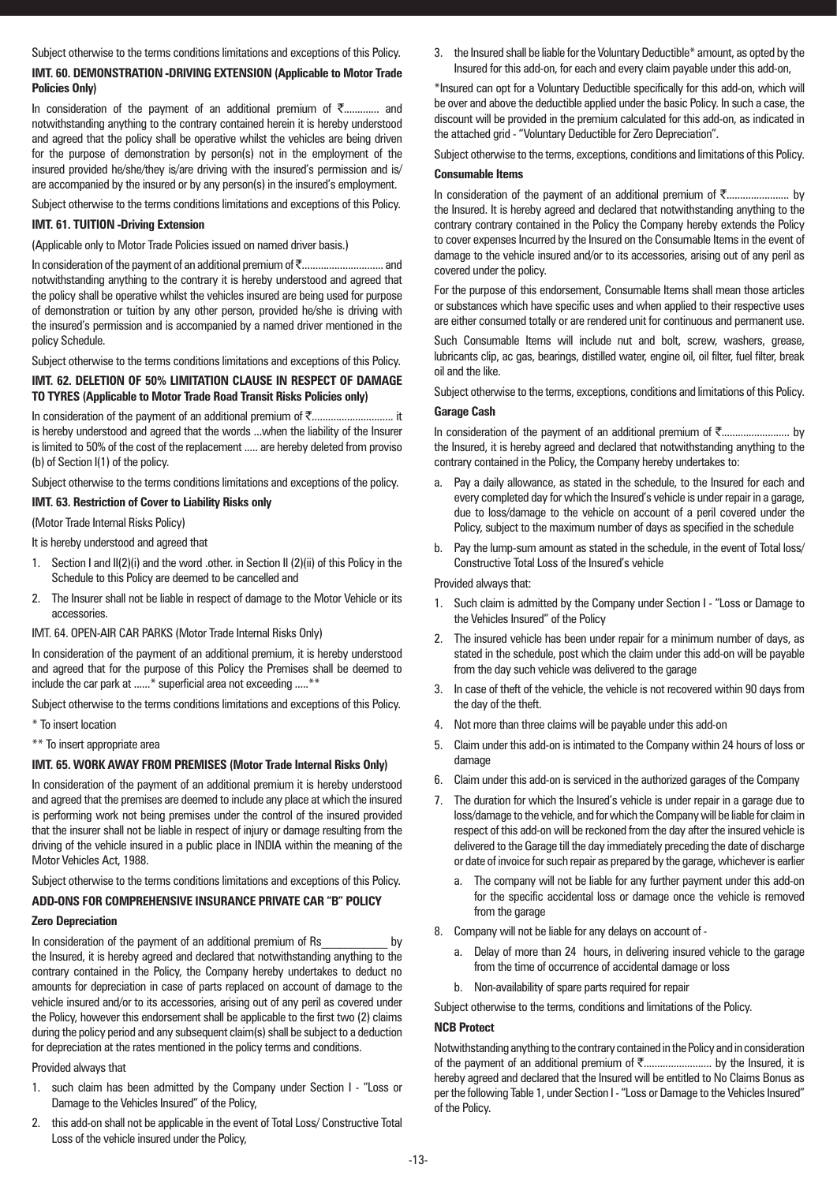Subject otherwise to the terms conditions limitations and exceptions of this Policy.

**IMT. 60. DEMONSTRATION -DRIVING EXTENSION (Applicable to Motor Trade Policies Only)**

In consideration of the payment of an additional premium of ₹............ and notwithstanding anything to the contrary contained herein it is hereby understood and agreed that the policy shall be operative whilst the vehicles are being driven for the purpose of demonstration by person(s) not in the employment of the insured provided he/she/they is/are driving with the insured's permission and is/are accompanied by the insured or by any person(s) in the insured's employment.

Subject otherwise to the terms conditions limitations and exceptions of this Policy.

**IMT. 61. TUITION -Driving Extension**

(Applicable only to Motor Trade Policies issued on named driver basis.)

In consideration of the payment of an additional premium of ₹............................. and notwithstanding anything to the contrary it is hereby understood and agreed that the policy shall be operative whilst the vehicles insured are being used for purpose of demonstration or tuition by any other person, provided he/she is driving with the insured's permission and is accompanied by a named driver mentioned in the policy Schedule.

Subject otherwise to the terms conditions limitations and exceptions of this Policy.

**IMT. 62. DELETION OF 50% LIMITATION CLAUSE IN RESPECT OF DAMAGE TO TYRES (Applicable to Motor Trade Road Transit Risks Policies only)**

In consideration of the payment of an additional premium of ₹.............................. it is hereby understood and agreed that the words ...when the liability of the Insurer is limited to 50% of the cost of the replacement ..... are hereby deleted from proviso (b) of Section I(1) of the policy.

Subject otherwise to the terms conditions limitations and exceptions of the policy.

**IMT. 63. Restriction of Cover to Liability Risks only**

(Motor Trade Internal Risks Policy)

It is hereby understood and agreed that

1. Section I and II(2)(i) and the word .other. in Section II (2)(ii) of this Policy in the Schedule to this Policy are deemed to be cancelled and
2. The Insurer shall not be liable in respect of damage to the Motor Vehicle or its accessories.

IMT. 64. OPEN-AIR CAR PARKS (Motor Trade Internal Risks Only)

In consideration of the payment of an additional premium, it is hereby understood and agreed that for the purpose of this Policy the Premises shall be deemed to include the car park at ......* superficial area not exceeding .....**

Subject otherwise to the terms conditions limitations and exceptions of this Policy.

* To insert location

** To insert appropriate area

**IMT. 65. WORK AWAY FROM PREMISES (Motor Trade Internal Risks Only)**

In consideration of the payment of an additional premium it is hereby understood and agreed that the premises are deemed to include any place at which the insured is performing work not being premises under the control of the insured provided that the insurer shall not be liable in respect of injury or damage resulting from the driving of the vehicle insured in a public place in INDIA within the meaning of the Motor Vehicles Act, 1988.

Subject otherwise to the terms conditions limitations and exceptions of this Policy.

**ADD-ONS FOR COMPREHENSIVE INSURANCE PRIVATE CAR "B" POLICY**

**Zero Depreciation**

In consideration of the payment of an additional premium of Rs____________ by the Insured, it is hereby agreed and declared that notwithstanding anything to the contrary contained in the Policy, the Company hereby undertakes to deduct no amounts for depreciation in case of parts replaced on account of damage to the vehicle insured and/or to its accessories, arising out of any peril as covered under the Policy, however this endorsement shall be applicable to the first two (2) claims during the policy period and any subsequent claim(s) shall be subject to a deduction for depreciation at the rates mentioned in the policy terms and conditions.

Provided always that

1. such claim has been admitted by the Company under Section I - "Loss or Damage to the Vehicles Insured" of the Policy,
2. this add-on shall not be applicable in the event of Total Loss/ Constructive Total Loss of the vehicle insured under the Policy,
3. the Insured shall be liable for the Voluntary Deductible* amount, as opted by the Insured for this add-on, for each and every claim payable under this add-on,

*Insured can opt for a Voluntary Deductible specifically for this add-on, which will be over and above the deductible applied under the basic Policy. In such a case, the discount will be provided in the premium calculated for this add-on, as indicated in the attached grid - "Voluntary Deductible for Zero Depreciation".

Subject otherwise to the terms, exceptions, conditions and limitations of this Policy.

**Consumable Items**

In consideration of the payment of an additional premium of ₹....................... by the Insured. It is hereby agreed and declared that notwithstanding anything to the contrary contrary contained in the Policy the Company hereby extends the Policy to cover expenses Incurred by the Insured on the Consumable Items in the event of damage to the vehicle insured and/or to its accessories, arising out of any peril as covered under the policy.

For the purpose of this endorsement, Consumable Items shall mean those articles or substances which have specific uses and when applied to their respective uses are either consumed totally or are rendered unit for continuous and permanent use.

Such Consumable Items will include nut and bolt, screw, washers, grease, lubricants clip, ac gas, bearings, distilled water, engine oil, oil filter, fuel filter, break oil and the like.

Subject otherwise to the terms, exceptions, conditions and limitations of this Policy.

**Garage Cash**

In consideration of the payment of an additional premium of ₹......................... by the Insured, it is hereby agreed and declared that notwithstanding anything to the contrary contained in the Policy, the Company hereby undertakes to:

a. Pay a daily allowance, as stated in the schedule, to the Insured for each and every completed day for which the Insured's vehicle is under repair in a garage, due to loss/damage to the vehicle on account of a peril covered under the Policy, subject to the maximum number of days as specified in the schedule
b. Pay the lump-sum amount as stated in the schedule, in the event of Total loss/ Constructive Total Loss of the Insured's vehicle

Provided always that:

1. Such claim is admitted by the Company under Section I - "Loss or Damage to the Vehicles Insured" of the Policy
2. The insured vehicle has been under repair for a minimum number of days, as stated in the schedule, post which the claim under this add-on will be payable from the day such vehicle was delivered to the garage
3. In case of theft of the vehicle, the vehicle is not recovered within 90 days from the day of the theft.
4. Not more than three claims will be payable under this add-on
5. Claim under this add-on is intimated to the Company within 24 hours of loss or damage
6. Claim under this add-on is serviced in the authorized garages of the Company
7. The duration for which the Insured's vehicle is under repair in a garage due to loss/damage to the vehicle, and for which the Company will be liable for claim in respect of this add-on will be reckoned from the day after the insured vehicle is delivered to the Garage till the day immediately preceding the date of discharge or date of invoice for such repair as prepared by the garage, whichever is earlier
   a. The company will not be liable for any further payment under this add-on for the specific accidental loss or damage once the vehicle is removed from the garage
8. Company will not be liable for any delays on account of -
   a. Delay of more than 24 hours, in delivering insured vehicle to the garage from the time of occurrence of accidental damage or loss
   b. Non-availability of spare parts required for repair

Subject otherwise to the terms, conditions and limitations of the Policy.

**NCB Protect**

Notwithstanding anything to the contrary contained in the Policy and in consideration of the payment of an additional premium of ₹......................... by the Insured, it is hereby agreed and declared that the Insured will be entitled to No Claims Bonus as per the following Table 1, under Section I - "Loss or Damage to the Vehicles Insured" of the Policy.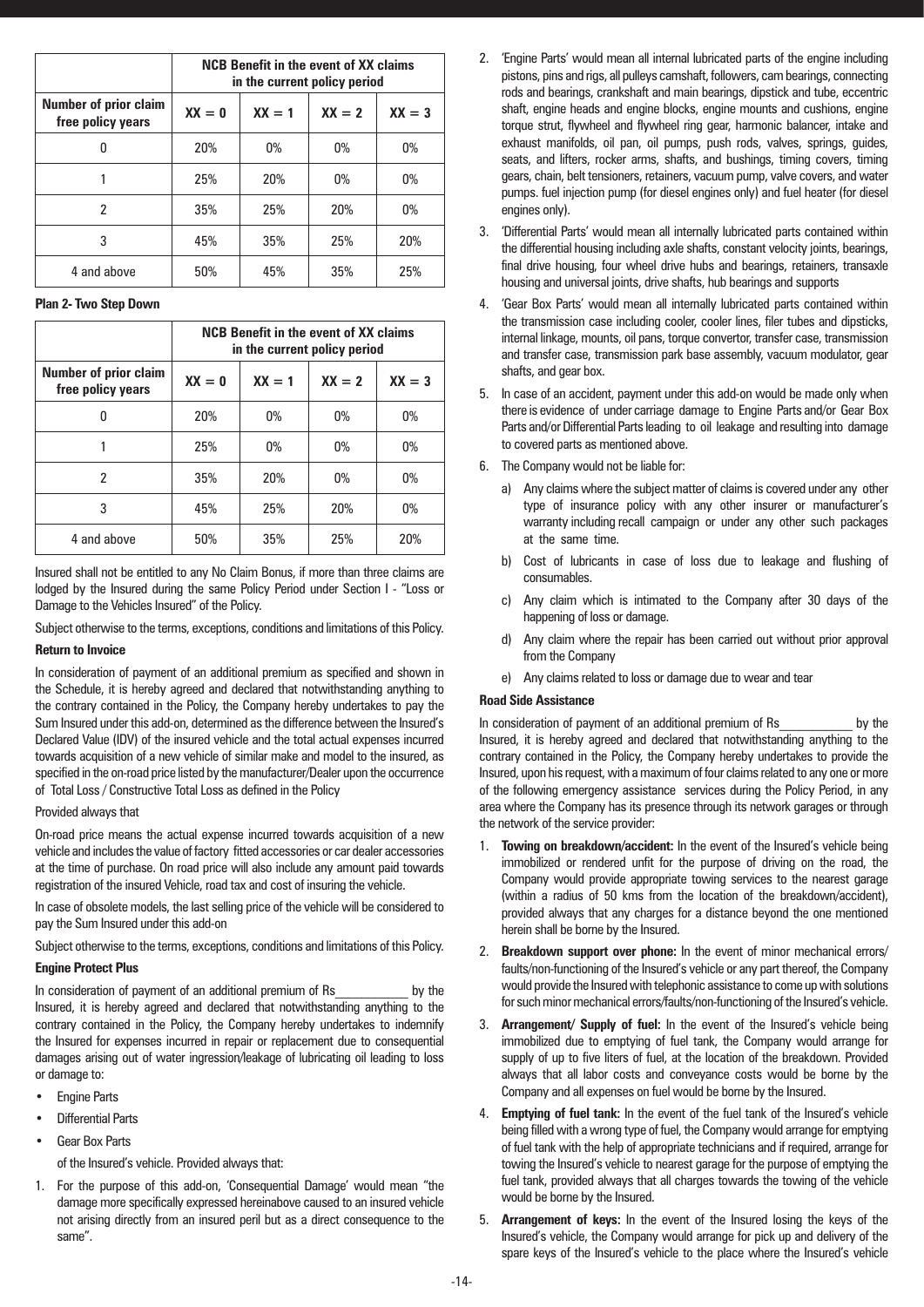| | NCB Benefit in the event of XX claims in the current policy period | | | |
|---|---|---|---|---|
| Number of prior claim free policy years | XX = 0 | XX = 1 | XX = 2 | XX = 3 |
| 0 | 20% | 0% | 0% | 0% |
| 1 | 25% | 20% | 0% | 0% |
| 2 | 35% | 25% | 20% | 0% |
| 3 | 45% | 35% | 25% | 20% |
| 4 and above | 50% | 45% | 35% | 25% |

**Plan 2- Two Step Down**

| | NCB Benefit in the event of XX claims in the current policy period | | | |
|---|---|---|---|---|
| Number of prior claim free policy years | XX = 0 | XX = 1 | XX = 2 | XX = 3 |
| 0 | 20% | 0% | 0% | 0% |
| 1 | 25% | 0% | 0% | 0% |
| 2 | 35% | 20% | 0% | 0% |
| 3 | 45% | 25% | 20% | 0% |
| 4 and above | 50% | 35% | 25% | 20% |

Insured shall not be entitled to any No Claim Bonus, if more than three claims are lodged by the Insured during the same Policy Period under Section I - "Loss or Damage to the Vehicles Insured" of the Policy.

Subject otherwise to the terms, exceptions, conditions and limitations of this Policy.

**Return to Invoice**

In consideration of payment of an additional premium as specified and shown in the Schedule, it is hereby agreed and declared that notwithstanding anything to the contrary contained in the Policy, the Company hereby undertakes to pay the Sum Insured under this add-on, determined as the difference between the Insured's Declared Value (IDV) of the insured vehicle and the total actual expenses incurred towards acquisition of a new vehicle of similar make and model to the insured, as specified in the on-road price listed by the manufacturer/Dealer upon the occurrence of Total Loss / Constructive Total Loss as defined in the Policy

Provided always that

On-road price means the actual expense incurred towards acquisition of a new vehicle and includes the value of factory fitted accessories or car dealer accessories at the time of purchase. On road price will also include any amount paid towards registration of the insured Vehicle, road tax and cost of insuring the vehicle.

In case of obsolete models, the last selling price of the vehicle will be considered to pay the Sum Insured under this add-on

Subject otherwise to the terms, exceptions, conditions and limitations of this Policy.

**Engine Protect Plus**

In consideration of payment of an additional premium of Rs___________ by the Insured, it is hereby agreed and declared that notwithstanding anything to the contrary contained in the Policy, the Company hereby undertakes to indemnify the Insured for expenses incurred in repair or replacement due to consequential damages arising out of water ingression/leakage of lubricating oil leading to loss or damage to:

- Engine Parts
- Differential Parts
- Gear Box Parts

of the Insured's vehicle. Provided always that:

1. For the purpose of this add-on, 'Consequential Damage' would mean "the damage more specifically expressed hereinabove caused to an insured vehicle not arising directly from an insured peril but as a direct consequence to the same".
2. 'Engine Parts' would mean all internal lubricated parts of the engine including pistons, pins and rigs, all pulleys camshaft, followers, cam bearings, connecting rods and bearings, crankshaft and main bearings, dipstick and tube, eccentric shaft, engine heads and engine blocks, engine mounts and cushions, engine torque strut, flywheel and flywheel ring gear, harmonic balancer, intake and exhaust manifolds, oil pan, oil pumps, push rods, valves, springs, guides, seats, and lifters, rocker arms, shafts, and bushings, timing covers, timing gears, chain, belt tensioners, retainers, vacuum pump, valve covers, and water pumps. fuel injection pump (for diesel engines only) and fuel heater (for diesel engines only).
3. 'Differential Parts' would mean all internally lubricated parts contained within the differential housing including axle shafts, constant velocity joints, bearings, final drive housing, four wheel drive hubs and bearings, retainers, transaxle housing and universal joints, drive shafts, hub bearings and supports
4. 'Gear Box Parts' would mean all internally lubricated parts contained within the transmission case including cooler, cooler lines, filer tubes and dipsticks, internal linkage, mounts, oil pans, torque convertor, transfer case, transmission and transfer case, transmission park base assembly, vacuum modulator, gear shafts, and gear box.
5. In case of an accident, payment under this add-on would be made only when there is evidence of under carriage damage to Engine Parts and/or Gear Box Parts and/or Differential Parts leading to oil leakage and resulting into damage to covered parts as mentioned above.
6. The Company would not be liable for:
   a) Any claims where the subject matter of claims is covered under any other type of insurance policy with any other insurer or manufacturer's warranty including recall campaign or under any other such packages at the same time.
   b) Cost of lubricants in case of loss due to leakage and flushing of consumables.
   c) Any claim which is intimated to the Company after 30 days of the happening of loss or damage.
   d) Any claim where the repair has been carried out without prior approval from the Company
   e) Any claims related to loss or damage due to wear and tear

**Road Side Assistance**

In consideration of payment of an additional premium of Rs___________ by the Insured, it is hereby agreed and declared that notwithstanding anything to the contrary contained in the Policy, the Company hereby undertakes to provide the Insured, upon his request, with a maximum of four claims related to any one or more of the following emergency assistance services during the Policy Period, in any area where the Company has its presence through its network garages or through the network of the service provider:

1. **Towing on breakdown/accident:** In the event of the Insured's vehicle being immobilized or rendered unfit for the purpose of driving on the road, the Company would provide appropriate towing services to the nearest garage (within a radius of 50 kms from the location of the breakdown/accident), provided always that any charges for a distance beyond the one mentioned herein shall be borne by the Insured.
2. **Breakdown support over phone:** In the event of minor mechanical errors/ faults/non-functioning of the Insured's vehicle or any part thereof, the Company would provide the Insured with telephonic assistance to come up with solutions for such minor mechanical errors/faults/non-functioning of the Insured's vehicle.
3. **Arrangement/ Supply of fuel:** In the event of the Insured's vehicle being immobilized due to emptying of fuel tank, the Company would arrange for supply of up to five liters of fuel, at the location of the breakdown. Provided always that all labor costs and conveyance costs would be borne by the Company and all expenses on fuel would be borne by the Insured.
4. **Emptying of fuel tank:** In the event of the fuel tank of the Insured's vehicle being filled with a wrong type of fuel, the Company would arrange for emptying of fuel tank with the help of appropriate technicians and if required, arrange for towing the Insured's vehicle to nearest garage for the purpose of emptying the fuel tank, provided always that all charges towards the towing of the vehicle would be borne by the Insured.
5. **Arrangement of keys:** In the event of the Insured losing the keys of the Insured's vehicle, the Company would arrange for pick up and delivery of the spare keys of the Insured's vehicle to the place where the Insured's vehicle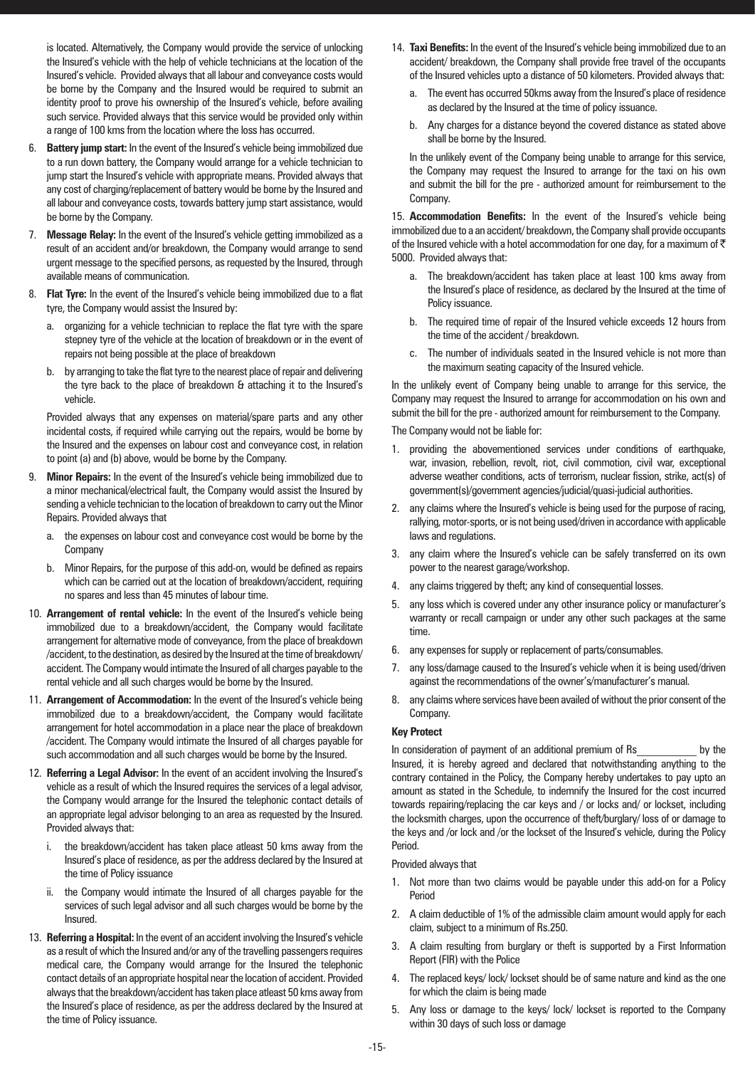is located. Alternatively, the Company would provide the service of unlocking the Insured's vehicle with the help of vehicle technicians at the location of the Insured's vehicle. Provided always that all labour and conveyance costs would be borne by the Company and the Insured would be required to submit an identity proof to prove his ownership of the Insured's vehicle, before availing such service. Provided always that this service would be provided only within a range of 100 kms from the location where the loss has occurred.

6. **Battery jump start:** In the event of the Insured's vehicle being immobilized due to a run down battery, the Company would arrange for a vehicle technician to jump start the Insured's vehicle with appropriate means. Provided always that any cost of charging/replacement of battery would be borne by the Insured and all labour and conveyance costs, towards battery jump start assistance, would be borne by the Company.

7. **Message Relay:** In the event of the Insured's vehicle getting immobilized as a result of an accident and/or breakdown, the Company would arrange to send urgent message to the specified persons, as requested by the Insured, through available means of communication.

8. **Flat Tyre:** In the event of the Insured's vehicle being immobilized due to a flat tyre, the Company would assist the Insured by:

   a. organizing for a vehicle technician to replace the flat tyre with the spare stepney tyre of the vehicle at the location of breakdown or in the event of repairs not being possible at the place of breakdown

   b. by arranging to take the flat tyre to the nearest place of repair and delivering the tyre back to the place of breakdown & attaching it to the Insured's vehicle.

   Provided always that any expenses on material/spare parts and any other incidental costs, if required while carrying out the repairs, would be borne by the Insured and the expenses on labour cost and conveyance cost, in relation to point (a) and (b) above, would be borne by the Company.

9. **Minor Repairs:** In the event of the Insured's vehicle being immobilized due to a minor mechanical/electrical fault, the Company would assist the Insured by sending a vehicle technician to the location of breakdown to carry out the Minor Repairs. Provided always that

   a. the expenses on labour cost and conveyance cost would be borne by the Company

   b. Minor Repairs, for the purpose of this add-on, would be defined as repairs which can be carried out at the location of breakdown/accident, requiring no spares and less than 45 minutes of labour time.

10. **Arrangement of rental vehicle:** In the event of the Insured's vehicle being immobilized due to a breakdown/accident, the Company would facilitate arrangement for alternative mode of conveyance, from the place of breakdown /accident, to the destination, as desired by the Insured at the time of breakdown/ accident. The Company would intimate the Insured of all charges payable to the rental vehicle and all such charges would be borne by the Insured.

11. **Arrangement of Accommodation:** In the event of the Insured's vehicle being immobilized due to a breakdown/accident, the Company would facilitate arrangement for hotel accommodation in a place near the place of breakdown /accident. The Company would intimate the Insured of all charges payable for such accommodation and all such charges would be borne by the Insured.

12. **Referring a Legal Advisor:** In the event of an accident involving the Insured's vehicle as a result of which the Insured requires the services of a legal advisor, the Company would arrange for the Insured the telephonic contact details of an appropriate legal advisor belonging to an area as requested by the Insured. Provided always that:

   i. the breakdown/accident has taken place atleast 50 kms away from the Insured's place of residence, as per the address declared by the Insured at the time of Policy issuance

   ii. the Company would intimate the Insured of all charges payable for the services of such legal advisor and all such charges would be borne by the Insured.

13. **Referring a Hospital:** In the event of an accident involving the Insured's vehicle as a result of which the Insured and/or any of the travelling passengers requires medical care, the Company would arrange for the Insured the telephonic contact details of an appropriate hospital near the location of accident. Provided always that the breakdown/accident has taken place atleast 50 kms away from the Insured's place of residence, as per the address declared by the Insured at the time of Policy issuance.

14. **Taxi Benefits:** In the event of the Insured's vehicle being immobilized due to an accident/ breakdown, the Company shall provide free travel of the occupants of the Insured vehicles upto a distance of 50 kilometers. Provided always that:

   a. The event has occurred 50kms away from the Insured's place of residence as declared by the Insured at the time of policy issuance.

   b. Any charges for a distance beyond the covered distance as stated above shall be borne by the Insured.

   In the unlikely event of the Company being unable to arrange for this service, the Company may request the Insured to arrange for the taxi on his own and submit the bill for the pre - authorized amount for reimbursement to the Company.

15. **Accommodation Benefits:** In the event of the Insured's vehicle being immobilized due to a an accident/ breakdown, the Company shall provide occupants of the Insured vehicle with a hotel accommodation for one day, for a maximum of ₹ 5000. Provided always that:

   a. The breakdown/accident has taken place at least 100 kms away from the Insured's place of residence, as declared by the Insured at the time of Policy issuance.

   b. The required time of repair of the Insured vehicle exceeds 12 hours from the time of the accident / breakdown.

   c. The number of individuals seated in the Insured vehicle is not more than the maximum seating capacity of the Insured vehicle.

In the unlikely event of Company being unable to arrange for this service, the Company may request the Insured to arrange for accommodation on his own and submit the bill for the pre - authorized amount for reimbursement to the Company.

The Company would not be liable for:

1. providing the abovementioned services under conditions of earthquake, war, invasion, rebellion, revolt, riot, civil commotion, civil war, exceptional adverse weather conditions, acts of terrorism, nuclear fission, strike, act(s) of government(s)/government agencies/judicial/quasi-judicial authorities.
2. any claims where the Insured's vehicle is being used for the purpose of racing, rallying, motor-sports, or is not being used/driven in accordance with applicable laws and regulations.
3. any claim where the Insured's vehicle can be safely transferred on its own power to the nearest garage/workshop.
4. any claims triggered by theft; any kind of consequential losses.
5. any loss which is covered under any other insurance policy or manufacturer's warranty or recall campaign or under any other such packages at the same time.
6. any expenses for supply or replacement of parts/consumables.
7. any loss/damage caused to the Insured's vehicle when it is being used/driven against the recommendations of the owner's/manufacturer's manual.
8. any claims where services have been availed of without the prior consent of the Company.

**Key Protect**

In consideration of payment of an additional premium of Rs___________ by the Insured, it is hereby agreed and declared that notwithstanding anything to the contrary contained in the Policy, the Company hereby undertakes to pay upto an amount as stated in the Schedule, to indemnify the Insured for the cost incurred towards repairing/replacing the car keys and / or locks and/ or lockset, including the locksmith charges, upon the occurrence of theft/burglary/ loss of or damage to the keys and /or lock and /or the lockset of the Insured's vehicle, during the Policy Period.

Provided always that

1. Not more than two claims would be payable under this add-on for a Policy Period
2. A claim deductible of 1% of the admissible claim amount would apply for each claim, subject to a minimum of Rs.250.
3. A claim resulting from burglary or theft is supported by a First Information Report (FIR) with the Police
4. The replaced keys/ lock/ lockset should be of same nature and kind as the one for which the claim is being made
5. Any loss or damage to the keys/ lock/ lockset is reported to the Company within 30 days of such loss or damage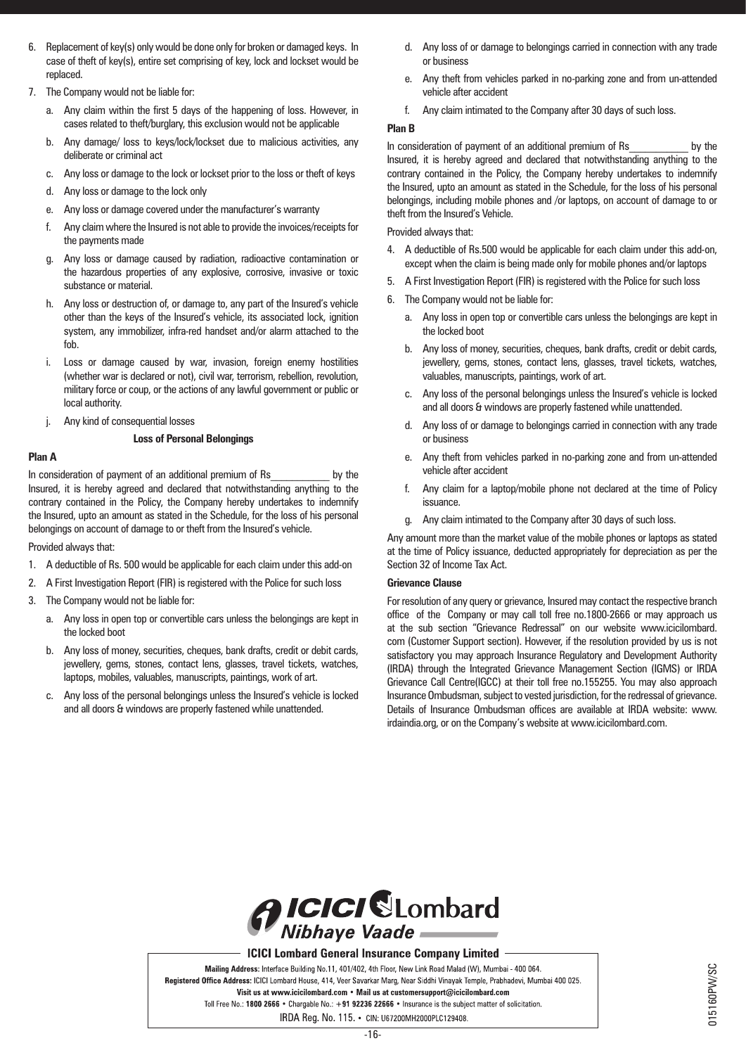6. Replacement of key(s) only would be done only for broken or damaged keys. In case of theft of key(s), entire set comprising of key, lock and lockset would be replaced.
7. The Company would not be liable for:
   a. Any claim within the first 5 days of the happening of loss. However, in cases related to theft/burglary, this exclusion would not be applicable
   b. Any damage/ loss to keys/lock/lockset due to malicious activities, any deliberate or criminal act
   c. Any loss or damage to the lock or lockset prior to the loss or theft of keys
   d. Any loss or damage to the lock only
   e. Any loss or damage covered under the manufacturer's warranty
   f. Any claim where the Insured is not able to provide the invoices/receipts for the payments made
   g. Any loss or damage caused by radiation, radioactive contamination or the hazardous properties of any explosive, corrosive, invasive or toxic substance or material.
   h. Any loss or destruction of, or damage to, any part of the Insured's vehicle other than the keys of the Insured's vehicle, its associated lock, ignition system, any immobilizer, infra-red handset and/or alarm attached to the fob.
   i. Loss or damage caused by war, invasion, foreign enemy hostilities (whether war is declared or not), civil war, terrorism, rebellion, revolution, military force or coup, or the actions of any lawful government or public or local authority.
   j. Any kind of consequential losses

## Loss of Personal Belongings

**Plan A**

In consideration of payment of an additional premium of Rs___________ by the Insured, it is hereby agreed and declared that notwithstanding anything to the contrary contained in the Policy, the Company hereby undertakes to indemnify the Insured, upto an amount as stated in the Schedule, for the loss of his personal belongings on account of damage to or theft from the Insured's vehicle.

Provided always that:

1. A deductible of Rs. 500 would be applicable for each claim under this add-on
2. A First Investigation Report (FIR) is registered with the Police for such loss
3. The Company would not be liable for:
   a. Any loss in open top or convertible cars unless the belongings are kept in the locked boot
   b. Any loss of money, securities, cheques, bank drafts, credit or debit cards, jewellery, gems, stones, contact lens, glasses, travel tickets, watches, laptops, mobiles, valuables, manuscripts, paintings, work of art.
   c. Any loss of the personal belongings unless the Insured's vehicle is locked and all doors & windows are properly fastened while unattended.
   d. Any loss of or damage to belongings carried in connection with any trade or business
   e. Any theft from vehicles parked in no-parking zone and from un-attended vehicle after accident
   f. Any claim intimated to the Company after 30 days of such loss.

**Plan B**

In consideration of payment of an additional premium of Rs___________ by the Insured, it is hereby agreed and declared that notwithstanding anything to the contrary contained in the Policy, the Company hereby undertakes to indemnify the Insured, upto an amount as stated in the Schedule, for the loss of his personal belongings, including mobile phones and /or laptops, on account of damage to or theft from the Insured's Vehicle.

Provided always that:

4. A deductible of Rs.500 would be applicable for each claim under this add-on, except when the claim is being made only for mobile phones and/or laptops
5. A First Investigation Report (FIR) is registered with the Police for such loss
6. The Company would not be liable for:
   a. Any loss in open top or convertible cars unless the belongings are kept in the locked boot
   b. Any loss of money, securities, cheques, bank drafts, credit or debit cards, jewellery, gems, stones, contact lens, glasses, travel tickets, watches, valuables, manuscripts, paintings, work of art.
   c. Any loss of the personal belongings unless the Insured's vehicle is locked and all doors & windows are properly fastened while unattended.
   d. Any loss of or damage to belongings carried in connection with any trade or business
   e. Any theft from vehicles parked in no-parking zone and from un-attended vehicle after accident
   f. Any claim for a laptop/mobile phone not declared at the time of Policy issuance.
   g. Any claim intimated to the Company after 30 days of such loss.

Any amount more than the market value of the mobile phones or laptops as stated at the time of Policy issuance, deducted appropriately for depreciation as per the Section 32 of Income Tax Act.

**Grievance Clause**

For resolution of any query or grievance, Insured may contact the respective branch office of the Company or may call toll free no.1800-2666 or may approach us at the sub section "Grievance Redressal" on our website www.icicilombard.com (Customer Support section). However, if the resolution provided by us is not satisfactory you may approach Insurance Regulatory and Development Authority (IRDA) through the Integrated Grievance Management Section (IGMS) or IRDA Grievance Call Centre(IGCC) at their toll free no.155255. You may also approach Insurance Ombudsman, subject to vested jurisdiction, for the redressal of grievance. Details of Insurance Ombudsman offices are available at IRDA website: www.irdaindia.org, or on the Company's website at www.icicilombard.com.

ICICI Lombard Nibhaye Vaade

**ICICI Lombard General Insurance Company Limited**

**Mailing Address:** Interface Building No.11, 401/402, 4th Floor, New Link Road Malad (W), Mumbai - 400 064.
**Registered Office Address:** ICICI Lombard House, 414, Veer Savarkar Marg, Near Siddhi Vinayak Temple, Prabhadevi, Mumbai 400 025.
**Visit us at www.icicilombard.com • Mail us at customersupport@icicilombard.com**
Toll Free No.: **1800 2666** • Chargable No.: **+91 92236 22666** • Insurance is the subject matter of solicitation.
IRDA Reg. No. 115. • CIN: U67200MH2000PLC129408.

01516OPW/SC